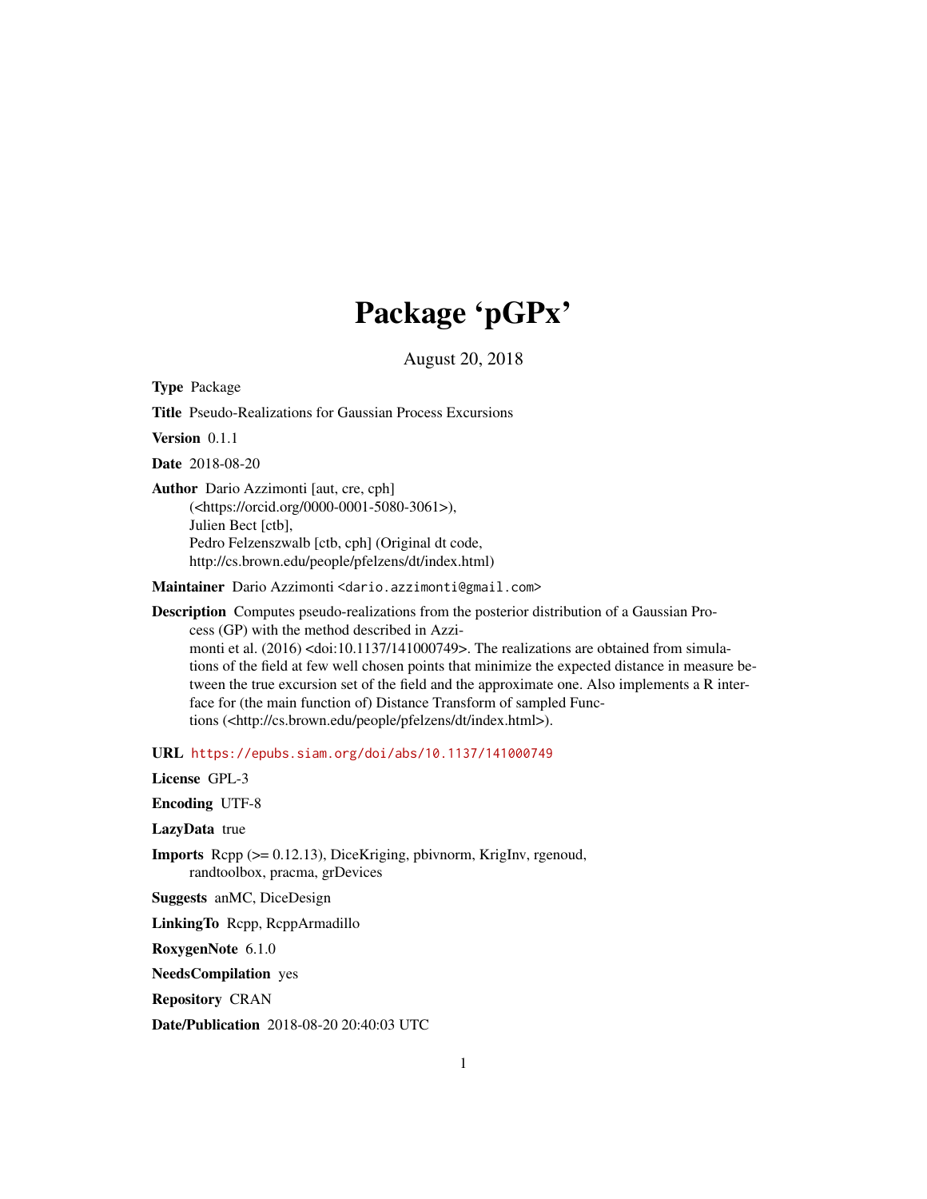# Package 'pGPx'

August 20, 2018

**Type** Package

**Title** Pseudo-Realizations for Gaussian Process Excursions

**Version** 0.1.1

**Date** 2018-08-20

**Author** Dario Azzimonti [aut, cre, cph] (<https://orcid.org/0000-0001-5080-3061>), Julien Bect [ctb], Pedro Felzenszwalb [ctb, cph] (Original dt code, http://cs.brown.edu/people/pfelzens/dt/index.html)

**Maintainer** Dario Azzimonti <dario.azzimonti@gmail.com>

**Description** Computes pseudo-realizations from the posterior distribution of a Gaussian Process (GP) with the method described in Azzimonti et al. (2016) <doi:10.1137/141000749>. The realizations are obtained from simulations of the field at few well chosen points that minimize the expected distance in measure between the true excursion set of the field and the approximate one. Also implements a R interface for (the main function of) Distance Transform of sampled Functions (<http://cs.brown.edu/people/pfelzens/dt/index.html>).

**URL** https://epubs.siam.org/doi/abs/10.1137/141000749

**License** GPL-3

**Encoding** UTF-8

**LazyData** true

**Imports** Rcpp (>= 0.12.13), DiceKriging, pbivnorm, KrigInv, rgenoud, randtoolbox, pracma, grDevices

**Suggests** anMC, DiceDesign

**LinkingTo** Rcpp, RcppArmadillo

**RoxygenNote** 6.1.0

**NeedsCompilation** yes

**Repository** CRAN

**Date/Publication** 2018-08-20 20:40:03 UTC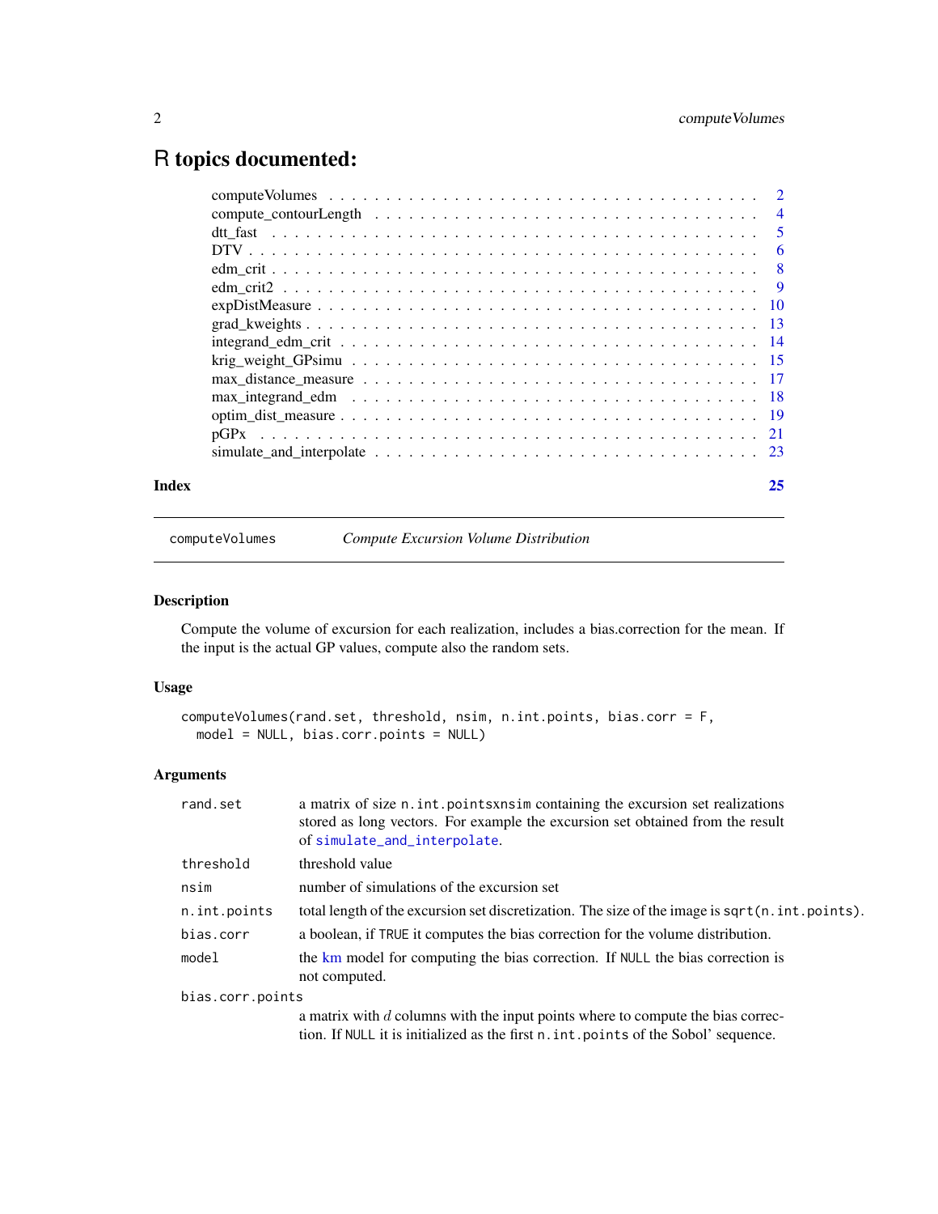# R topics documented:

| | |
|---|---|
| computeVolumes | 2 |
| compute_contourLength | 4 |
| dtt_fast | 5 |
| DTV | 6 |
| edm_crit | 8 |
| edm_crit2 | 9 |
| expDistMeasure | 10 |
| grad_kweights | 13 |
| integrand_edm_crit | 14 |
| krig_weight_GPsimu | 15 |
| max_distance_measure | 17 |
| max_integrand_edm | 18 |
| optim_dist_measure | 19 |
| pGPx | 21 |
| simulate_and_interpolate | 23 |
| **Index** | **25** |

---

`computeVolumes` *Compute Excursion Volume Distribution*

---

## Description

Compute the volume of excursion for each realization, includes a bias.correction for the mean. If the input is the actual GP values, compute also the random sets.

## Usage

```
computeVolumes(rand.set, threshold, nsim, n.int.points, bias.corr = F,
  model = NULL, bias.corr.points = NULL)
```

## Arguments

| | |
|---|---|
| `rand.set` | a matrix of size `n.int.pointsxnsim` containing the excursion set realizations stored as long vectors. For example the excursion set obtained from the result of `simulate_and_interpolate`. |
| `threshold` | threshold value |
| `nsim` | number of simulations of the excursion set |
| `n.int.points` | total length of the excursion set discretization. The size of the image is `sqrt(n.int.points)`. |
| `bias.corr` | a boolean, if `TRUE` it computes the bias correction for the volume distribution. |
| `model` | the km model for computing the bias correction. If `NULL` the bias correction is not computed. |
| `bias.corr.points` | a matrix with $d$ columns with the input points where to compute the bias correction. If `NULL` it is initialized as the first `n.int.points` of the Sobol' sequence. |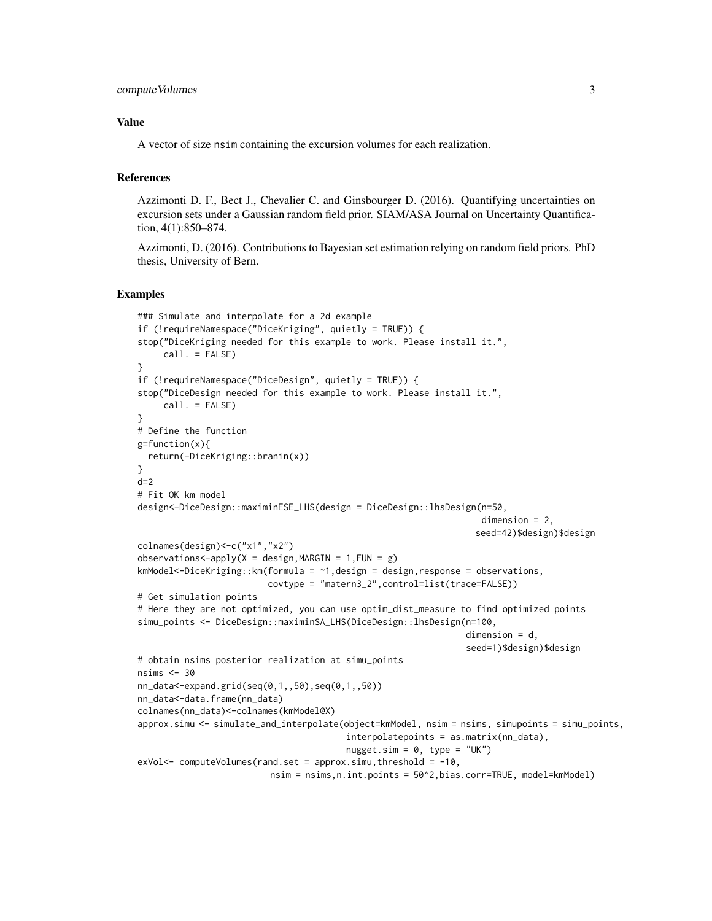## Value

A vector of size `nsim` containing the excursion volumes for each realization.

## References

Azzimonti D. F., Bect J., Chevalier C. and Ginsbourger D. (2016). Quantifying uncertainties on excursion sets under a Gaussian random field prior. SIAM/ASA Journal on Uncertainty Quantification, 4(1):850–874.

Azzimonti, D. (2016). Contributions to Bayesian set estimation relying on random field priors. PhD thesis, University of Bern.

## Examples

```
### Simulate and interpolate for a 2d example
if (!requireNamespace("DiceKriging", quietly = TRUE)) {
stop("DiceKriging needed for this example to work. Please install it.",
     call. = FALSE)
}
if (!requireNamespace("DiceDesign", quietly = TRUE)) {
stop("DiceDesign needed for this example to work. Please install it.",
     call. = FALSE)
}
# Define the function
g=function(x){
  return(-DiceKriging::branin(x))
}
d=2
# Fit OK km model
design<-DiceDesign::maximinESE_LHS(design = DiceDesign::lhsDesign(n=50,
                                                                   dimension = 2,
                                                                  seed=42)$design)$design
colnames(design)<-c("x1","x2")
observations<-apply(X = design,MARGIN = 1,FUN = g)
kmModel<-DiceKriging::km(formula = ~1,design = design,response = observations,
                         covtype = "matern3_2",control=list(trace=FALSE))
# Get simulation points
# Here they are not optimized, you can use optim_dist_measure to find optimized points
simu_points <- DiceDesign::maximinSA_LHS(DiceDesign::lhsDesign(n=100,
                                                                dimension = d,
                                                                seed=1)$design)$design
# obtain nsims posterior realization at simu_points
nsims <- 30
nn_data<-expand.grid(seq(0,1,,50),seq(0,1,,50))
nn_data<-data.frame(nn_data)
colnames(nn_data)<-colnames(kmModel@X)
approx.simu <- simulate_and_interpolate(object=kmModel, nsim = nsims, simupoints = simu_points,
                                        interpolatepoints = as.matrix(nn_data),
                                        nugget.sim = 0, type = "UK")
exVol<- computeVolumes(rand.set = approx.simu,threshold = -10,
                         nsim = nsims,n.int.points = 50^2,bias.corr=TRUE, model=kmModel)
```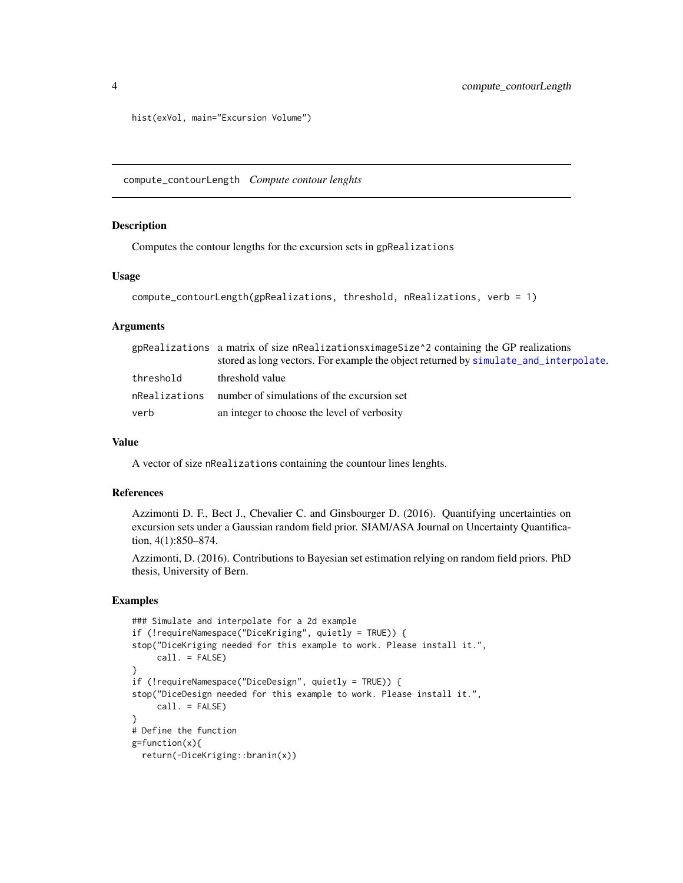```
hist(exVol, main="Excursion Volume")
```

---

## compute_contourLength *Compute contour lenghts*

### Description

Computes the contour lengths for the excursion sets in `gpRealizations`

### Usage

```
compute_contourLength(gpRealizations, threshold, nRealizations, verb = 1)
```

### Arguments

| | |
|---|---|
| `gpRealizations` | a matrix of size `nRealizationsximageSize^2` containing the GP realizations stored as long vectors. For example the object returned by `simulate_and_interpolate`. |
| `threshold` | threshold value |
| `nRealizations` | number of simulations of the excursion set |
| `verb` | an integer to choose the level of verbosity |

### Value

A vector of size `nRealizations` containing the countour lines lenghts.

### References

Azzimonti D. F., Bect J., Chevalier C. and Ginsbourger D. (2016). Quantifying uncertainties on excursion sets under a Gaussian random field prior. SIAM/ASA Journal on Uncertainty Quantification, 4(1):850–874.

Azzimonti, D. (2016). Contributions to Bayesian set estimation relying on random field priors. PhD thesis, University of Bern.

### Examples

```
### Simulate and interpolate for a 2d example
if (!requireNamespace("DiceKriging", quietly = TRUE)) {
stop("DiceKriging needed for this example to work. Please install it.",
     call. = FALSE)
}
if (!requireNamespace("DiceDesign", quietly = TRUE)) {
stop("DiceDesign needed for this example to work. Please install it.",
     call. = FALSE)
}
# Define the function
g=function(x){
  return(-DiceKriging::branin(x))
```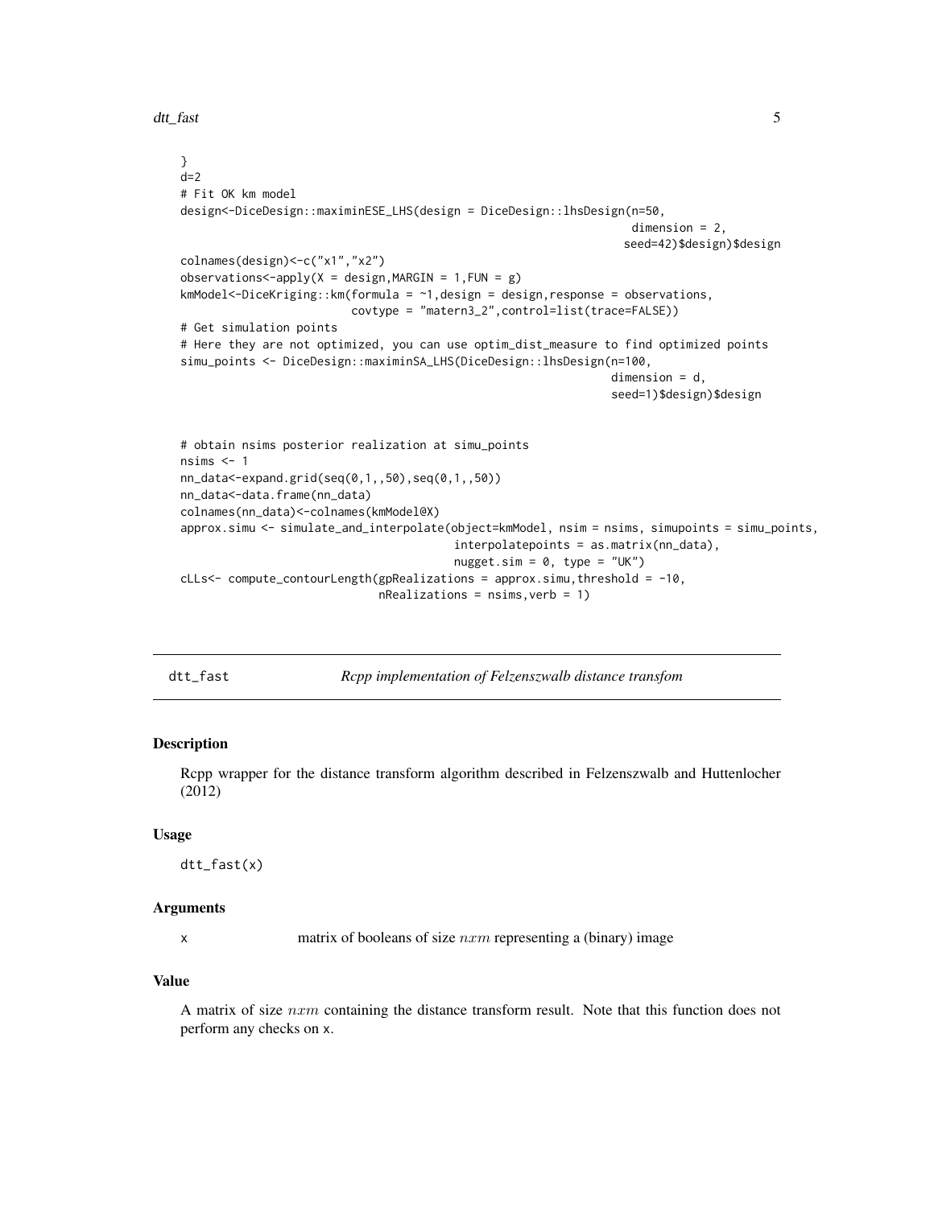```
}
d=2
# Fit OK km model
design<-DiceDesign::maximinESE_LHS(design = DiceDesign::lhsDesign(n=50,
                                                                  dimension = 2,
                                                                 seed=42)$design)$design
colnames(design)<-c("x1","x2")
observations<-apply(X = design,MARGIN = 1,FUN = g)
kmModel<-DiceKriging::km(formula = ~1,design = design,response = observations,
                         covtype = "matern3_2",control=list(trace=FALSE))
# Get simulation points
# Here they are not optimized, you can use optim_dist_measure to find optimized points
simu_points <- DiceDesign::maximinSA_LHS(DiceDesign::lhsDesign(n=100,
                                                               dimension = d,
                                                               seed=1)$design)$design


# obtain nsims posterior realization at simu_points
nsims <- 1
nn_data<-expand.grid(seq(0,1,,50),seq(0,1,,50))
nn_data<-data.frame(nn_data)
colnames(nn_data)<-colnames(kmModel@X)
approx.simu <- simulate_and_interpolate(object=kmModel, nsim = nsims, simupoints = simu_points,
                                        interpolatepoints = as.matrix(nn_data),
                                        nugget.sim = 0, type = "UK")
cLLs<- compute_contourLength(gpRealizations = approx.simu,threshold = -10,
                             nRealizations = nsims,verb = 1)
```

## dtt_fast — *Rcpp implementation of Felzenszwalb distance transfom*

### Description

Rcpp wrapper for the distance transform algorithm described in Felzenszwalb and Huttenlocher (2012)

### Usage

```
dtt_fast(x)
```

### Arguments

| | |
|---|---|
| x | matrix of booleans of size $nxm$ representing a (binary) image |

### Value

A matrix of size $nxm$ containing the distance transform result. Note that this function does not perform any checks on x.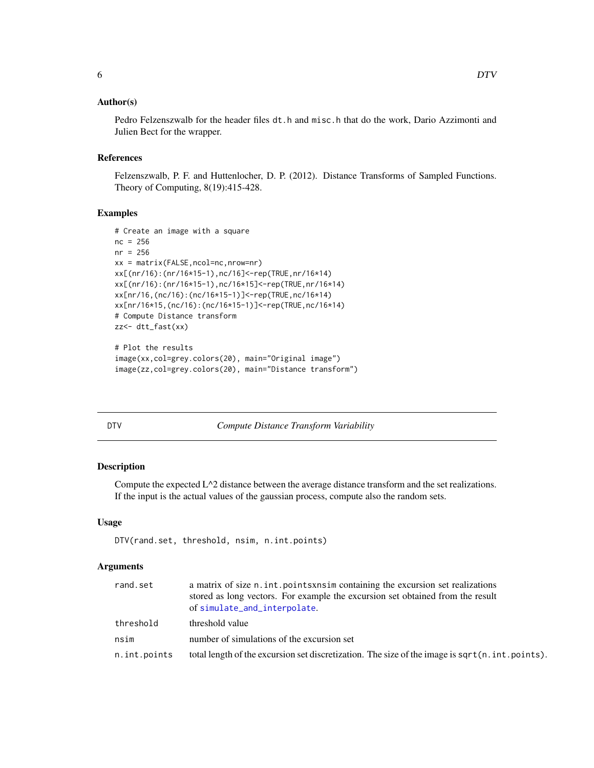### Author(s)

Pedro Felzenszwalb for the header files dt.h and misc.h that do the work, Dario Azzimonti and Julien Bect for the wrapper.

### References

Felzenszwalb, P. F. and Huttenlocher, D. P. (2012). Distance Transforms of Sampled Functions. Theory of Computing, 8(19):415-428.

### Examples

```
# Create an image with a square
nc = 256
nr = 256
xx = matrix(FALSE,ncol=nc,nrow=nr)
xx[(nr/16):(nr/16*15-1),nc/16]<-rep(TRUE,nr/16*14)
xx[(nr/16):(nr/16*15-1),nc/16*15]<-rep(TRUE,nr/16*14)
xx[nr/16,(nc/16):(nc/16*15-1)]<-rep(TRUE,nc/16*14)
xx[nr/16*15,(nc/16):(nc/16*15-1)]<-rep(TRUE,nc/16*14)
# Compute Distance transform
zz<- dtt_fast(xx)

# Plot the results
image(xx,col=grey.colors(20), main="Original image")
image(zz,col=grey.colors(20), main="Distance transform")
```

---

## DTV — *Compute Distance Transform Variability*

### Description

Compute the expected L^2 distance between the average distance transform and the set realizations. If the input is the actual values of the gaussian process, compute also the random sets.

### Usage

```
DTV(rand.set, threshold, nsim, n.int.points)
```

### Arguments

| | |
|---|---|
| rand.set | a matrix of size n.int.pointsxnsim containing the excursion set realizations stored as long vectors. For example the excursion set obtained from the result of simulate_and_interpolate. |
| threshold | threshold value |
| nsim | number of simulations of the excursion set |
| n.int.points | total length of the excursion set discretization. The size of the image is sqrt(n.int.points). |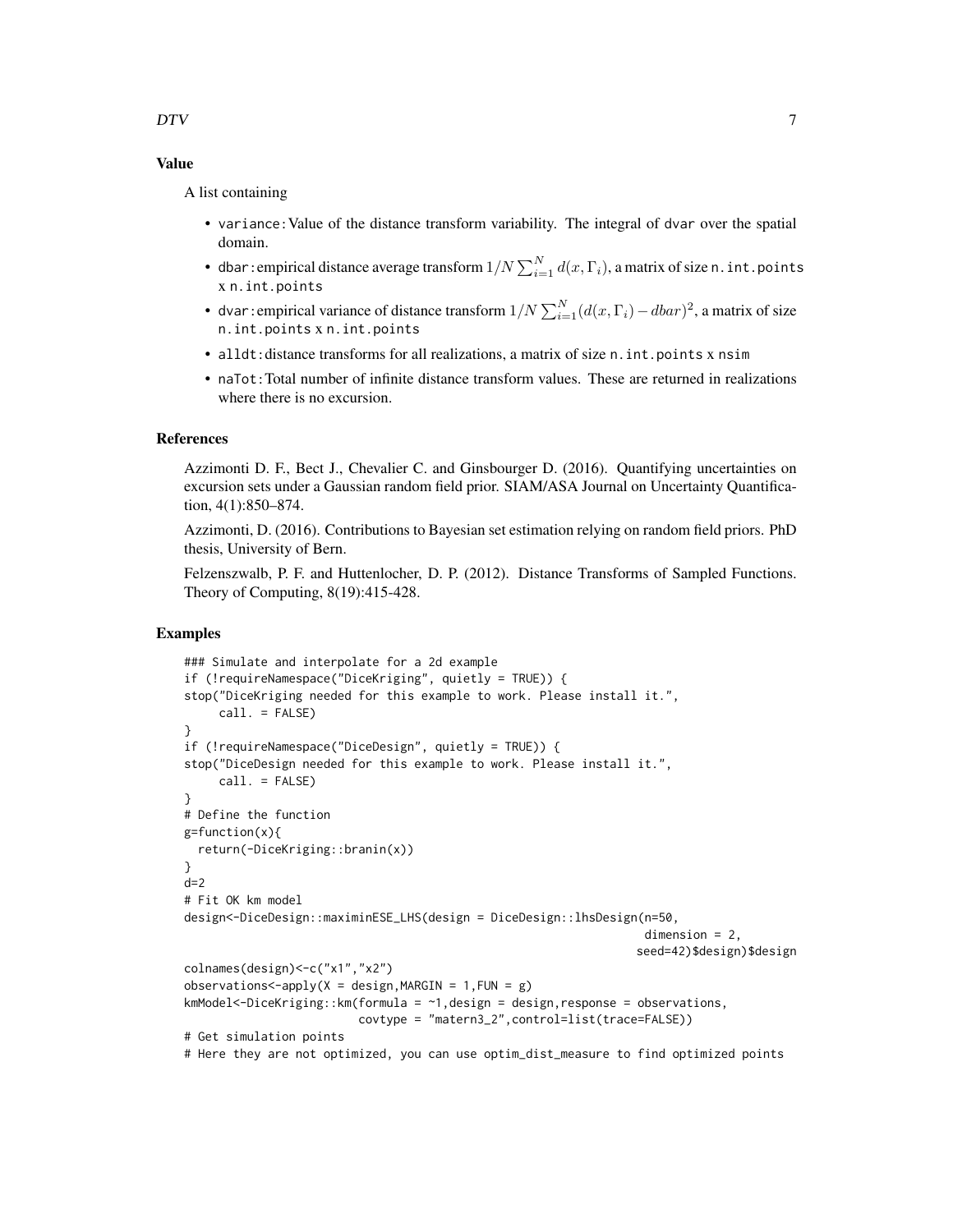### Value

A list containing

- `variance`: Value of the distance transform variability. The integral of `dvar` over the spatial domain.
- `dbar`: empirical distance average transform $1/N \sum_{i=1}^{N} d(x, \Gamma_i)$, a matrix of size `n.int.points` x `n.int.points`
- `dvar`: empirical variance of distance transform $1/N \sum_{i=1}^{N} (d(x, \Gamma_i) - dbar)^2$, a matrix of size `n.int.points` x `n.int.points`
- `alldt`: distance transforms for all realizations, a matrix of size `n.int.points` x `nsim`
- `naTot`: Total number of infinite distance transform values. These are returned in realizations where there is no excursion.

### References

Azzimonti D. F., Bect J., Chevalier C. and Ginsbourger D. (2016). Quantifying uncertainties on excursion sets under a Gaussian random field prior. SIAM/ASA Journal on Uncertainty Quantification, 4(1):850–874.

Azzimonti, D. (2016). Contributions to Bayesian set estimation relying on random field priors. PhD thesis, University of Bern.

Felzenszwalb, P. F. and Huttenlocher, D. P. (2012). Distance Transforms of Sampled Functions. Theory of Computing, 8(19):415-428.

### Examples

```
### Simulate and interpolate for a 2d example
if (!requireNamespace("DiceKriging", quietly = TRUE)) {
stop("DiceKriging needed for this example to work. Please install it.",
     call. = FALSE)
}
if (!requireNamespace("DiceDesign", quietly = TRUE)) {
stop("DiceDesign needed for this example to work. Please install it.",
     call. = FALSE)
}
# Define the function
g=function(x){
  return(-DiceKriging::branin(x))
}
d=2
# Fit OK km model
design<-DiceDesign::maximinESE_LHS(design = DiceDesign::lhsDesign(n=50,
                                                                   dimension = 2,
                                                                  seed=42)$design)$design
colnames(design)<-c("x1","x2")
observations<-apply(X = design,MARGIN = 1,FUN = g)
kmModel<-DiceKriging::km(formula = ~1,design = design,response = observations,
                         covtype = "matern3_2",control=list(trace=FALSE))
# Get simulation points
# Here they are not optimized, you can use optim_dist_measure to find optimized points
```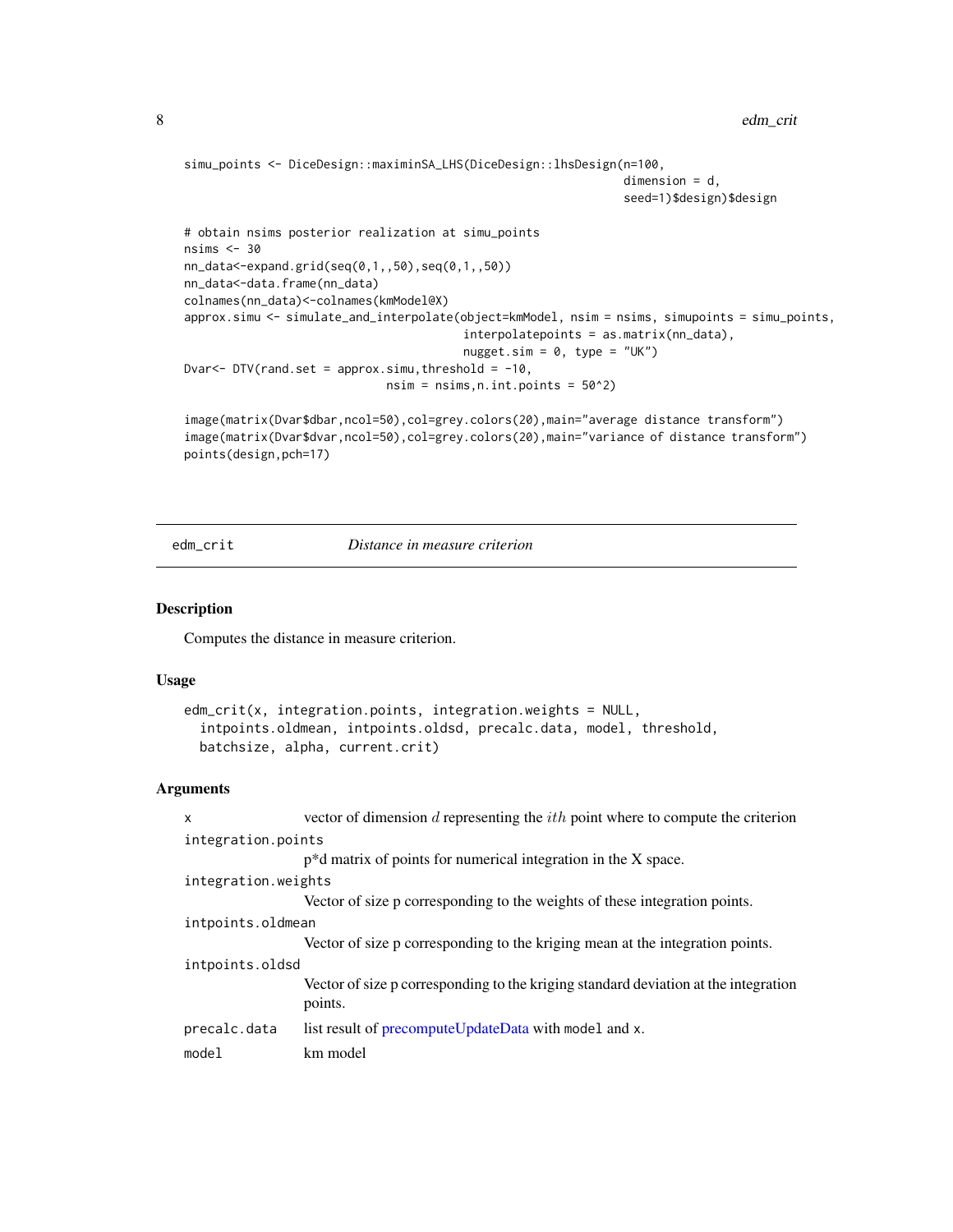```
simu_points <- DiceDesign::maximinSA_LHS(DiceDesign::lhsDesign(n=100,
                                                               dimension = d,
                                                               seed=1)$design)$design

# obtain nsims posterior realization at simu_points
nsims <- 30
nn_data<-expand.grid(seq(0,1,,50),seq(0,1,,50))
nn_data<-data.frame(nn_data)
colnames(nn_data)<-colnames(kmModel@X)
approx.simu <- simulate_and_interpolate(object=kmModel, nsim = nsims, simupoints = simu_points,
                                        interpolatepoints = as.matrix(nn_data),
                                        nugget.sim = 0, type = "UK")
Dvar<- DTV(rand.set = approx.simu,threshold = -10,
                              nsim = nsims,n.int.points = 50^2)

image(matrix(Dvar$dbar,ncol=50),col=grey.colors(20),main="average distance transform")
image(matrix(Dvar$dvar,ncol=50),col=grey.colors(20),main="variance of distance transform")
points(design,pch=17)
```

## edm_crit — *Distance in measure criterion*

### Description

Computes the distance in measure criterion.

### Usage

```
edm_crit(x, integration.points, integration.weights = NULL,
  intpoints.oldmean, intpoints.oldsd, precalc.data, model, threshold,
  batchsize, alpha, current.crit)
```

### Arguments

| Argument | Description |
|---|---|
| `x` | vector of dimension $d$ representing the $ith$ point where to compute the criterion |
| `integration.points` | p*d matrix of points for numerical integration in the X space. |
| `integration.weights` | Vector of size p corresponding to the weights of these integration points. |
| `intpoints.oldmean` | Vector of size p corresponding to the kriging mean at the integration points. |
| `intpoints.oldsd` | Vector of size p corresponding to the kriging standard deviation at the integration points. |
| `precalc.data` | list result of precomputeUpdateData with `model` and `x`. |
| `model` | km model |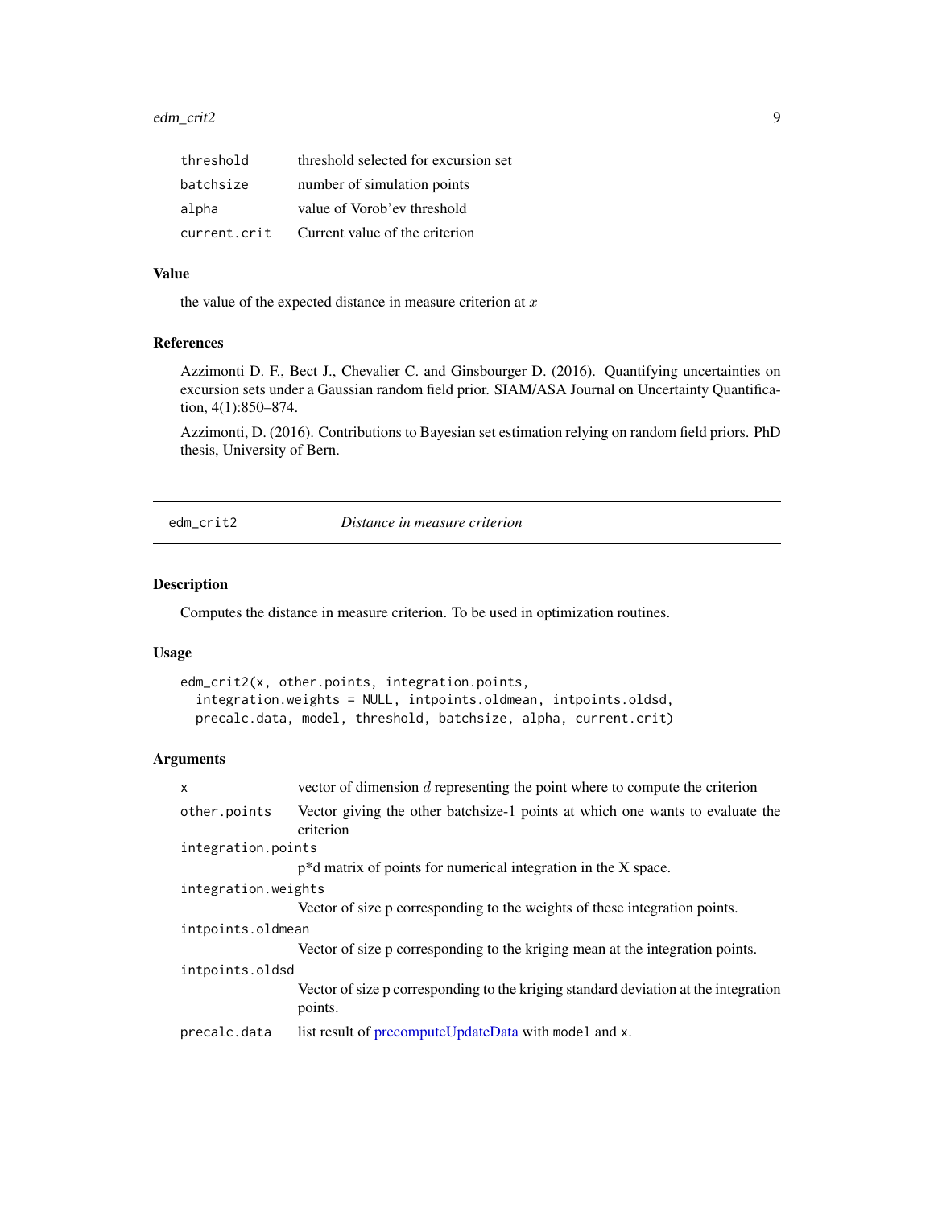| | |
|---|---|
| threshold | threshold selected for excursion set |
| batchsize | number of simulation points |
| alpha | value of Vorob'ev threshold |
| current.crit | Current value of the criterion |

### Value

the value of the expected distance in measure criterion at $x$

### References

Azzimonti D. F., Bect J., Chevalier C. and Ginsbourger D. (2016). Quantifying uncertainties on excursion sets under a Gaussian random field prior. SIAM/ASA Journal on Uncertainty Quantification, 4(1):850–874.

Azzimonti, D. (2016). Contributions to Bayesian set estimation relying on random field priors. PhD thesis, University of Bern.

---

## edm_crit2 — *Distance in measure criterion*

### Description

Computes the distance in measure criterion. To be used in optimization routines.

### Usage

```
edm_crit2(x, other.points, integration.points,
  integration.weights = NULL, intpoints.oldmean, intpoints.oldsd,
  precalc.data, model, threshold, batchsize, alpha, current.crit)
```

### Arguments

| | |
|---|---|
| x | vector of dimension $d$ representing the point where to compute the criterion |
| other.points | Vector giving the other batchsize-1 points at which one wants to evaluate the criterion |
| integration.points | p*d matrix of points for numerical integration in the X space. |
| integration.weights | Vector of size p corresponding to the weights of these integration points. |
| intpoints.oldmean | Vector of size p corresponding to the kriging mean at the integration points. |
| intpoints.oldsd | Vector of size p corresponding to the kriging standard deviation at the integration points. |
| precalc.data | list result of precomputeUpdateData with model and x. |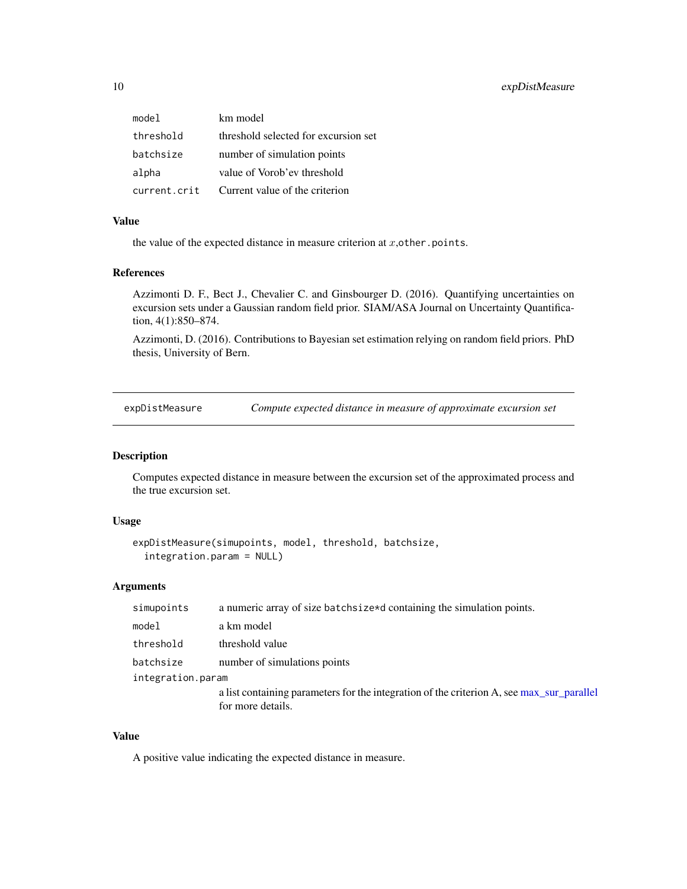| | |
|---|---|
| model | km model |
| threshold | threshold selected for excursion set |
| batchsize | number of simulation points |
| alpha | value of Vorob'ev threshold |
| current.crit | Current value of the criterion |

### Value

the value of the expected distance in measure criterion at $x$,other.points.

### References

Azzimonti D. F., Bect J., Chevalier C. and Ginsbourger D. (2016). Quantifying uncertainties on excursion sets under a Gaussian random field prior. SIAM/ASA Journal on Uncertainty Quantification, 4(1):850–874.

Azzimonti, D. (2016). Contributions to Bayesian set estimation relying on random field priors. PhD thesis, University of Bern.

---

## expDistMeasure — *Compute expected distance in measure of approximate excursion set*

### Description

Computes expected distance in measure between the excursion set of the approximated process and the true excursion set.

### Usage

```
expDistMeasure(simupoints, model, threshold, batchsize,
  integration.param = NULL)
```

### Arguments

| | |
|---|---|
| simupoints | a numeric array of size batchsize*d containing the simulation points. |
| model | a km model |
| threshold | threshold value |
| batchsize | number of simulations points |
| integration.param | a list containing parameters for the integration of the criterion A, see max_sur_parallel for more details. |

### Value

A positive value indicating the expected distance in measure.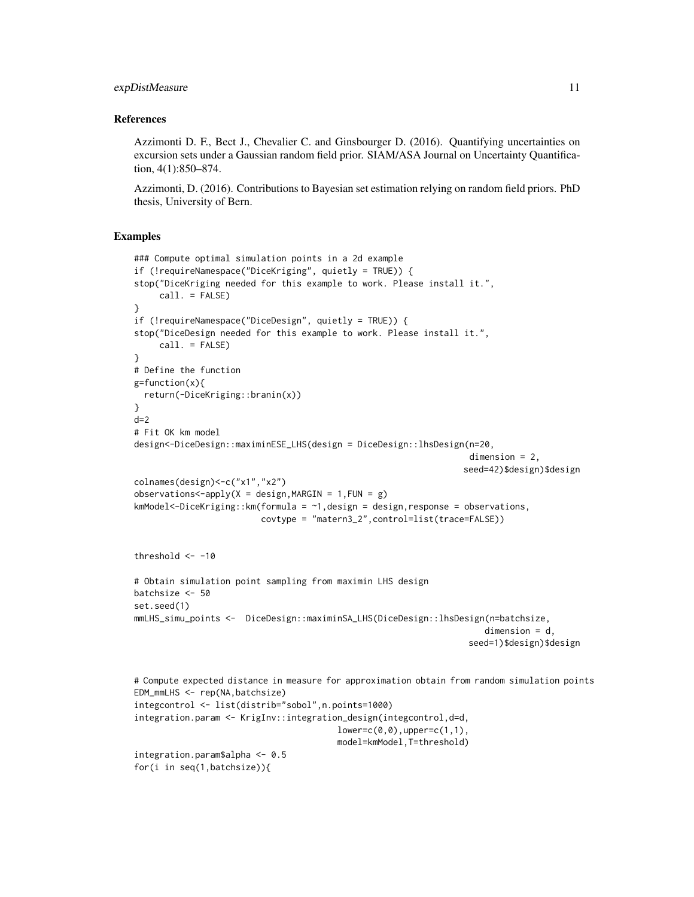## References

Azzimonti D. F., Bect J., Chevalier C. and Ginsbourger D. (2016). Quantifying uncertainties on excursion sets under a Gaussian random field prior. SIAM/ASA Journal on Uncertainty Quantification, 4(1):850–874.

Azzimonti, D. (2016). Contributions to Bayesian set estimation relying on random field priors. PhD thesis, University of Bern.

## Examples

```
### Compute optimal simulation points in a 2d example
if (!requireNamespace("DiceKriging", quietly = TRUE)) {
stop("DiceKriging needed for this example to work. Please install it.",
     call. = FALSE)
}
if (!requireNamespace("DiceDesign", quietly = TRUE)) {
stop("DiceDesign needed for this example to work. Please install it.",
     call. = FALSE)
}
# Define the function
g=function(x){
  return(-DiceKriging::branin(x))
}
d=2
# Fit OK km model
design<-DiceDesign::maximinESE_LHS(design = DiceDesign::lhsDesign(n=20,
                                                                  dimension = 2,
                                                                 seed=42)$design)$design
colnames(design)<-c("x1","x2")
observations<-apply(X = design,MARGIN = 1,FUN = g)
kmModel<-DiceKriging::km(formula = ~1,design = design,response = observations,
                         covtype = "matern3_2",control=list(trace=FALSE))


threshold <- -10

# Obtain simulation point sampling from maximin LHS design
batchsize <- 50
set.seed(1)
mmLHS_simu_points <-  DiceDesign::maximinSA_LHS(DiceDesign::lhsDesign(n=batchsize,
                                                                    dimension = d,
                                                                  seed=1)$design)$design


# Compute expected distance in measure for approximation obtain from random simulation points
EDM_mmLHS <- rep(NA,batchsize)
integcontrol <- list(distrib="sobol",n.points=1000)
integration.param <- KrigInv::integration_design(integcontrol,d=d,
                                        lower=c(0,0),upper=c(1,1),
                                        model=kmModel,T=threshold)
integration.param$alpha <- 0.5
for(i in seq(1,batchsize)){
```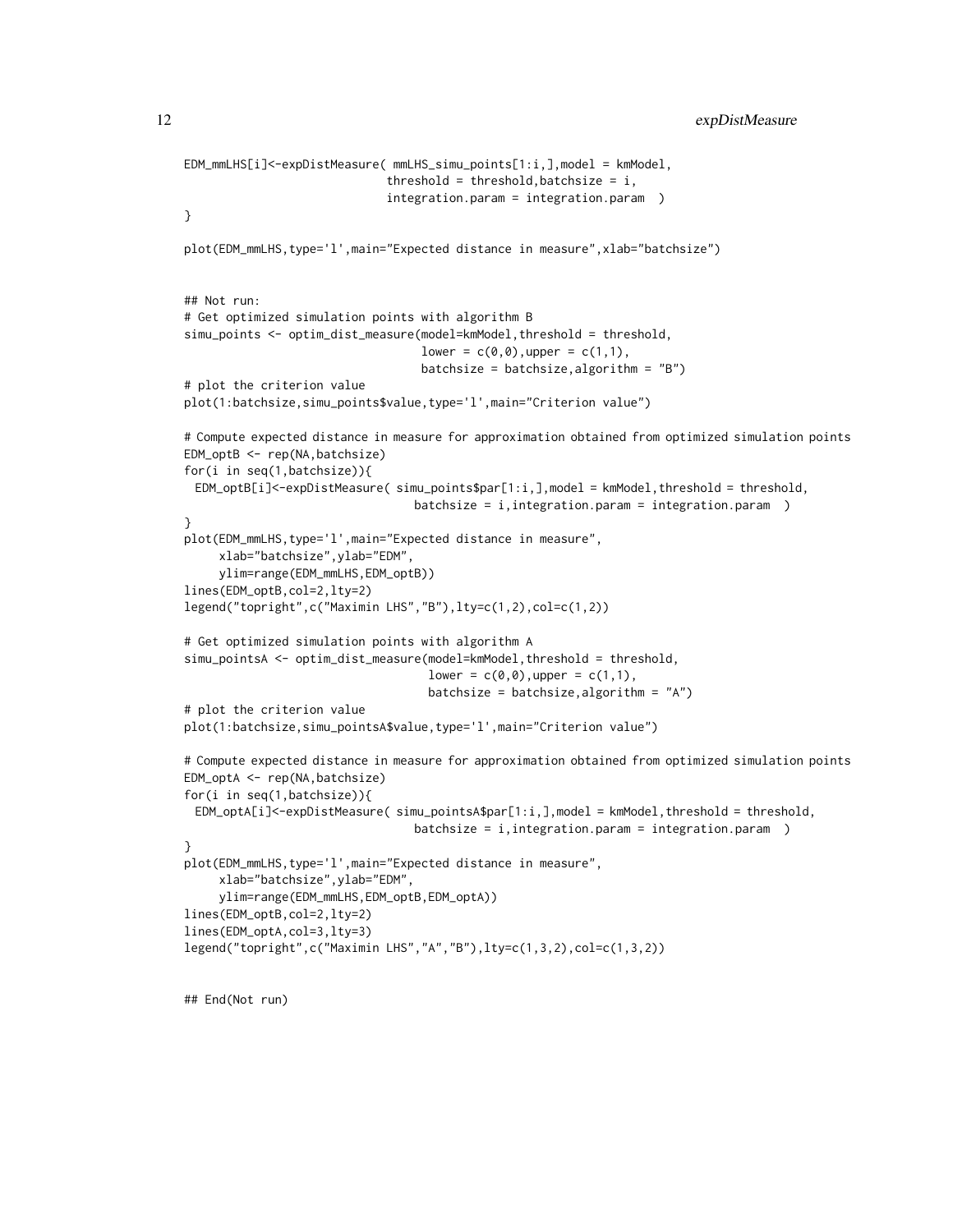```
EDM_mmLHS[i]<-expDistMeasure( mmLHS_simu_points[1:i,],model = kmModel,
                             threshold = threshold,batchsize = i,
                             integration.param = integration.param  )
}

plot(EDM_mmLHS,type='l',main="Expected distance in measure",xlab="batchsize")


## Not run:
# Get optimized simulation points with algorithm B
simu_points <- optim_dist_measure(model=kmModel,threshold = threshold,
                                  lower = c(0,0),upper = c(1,1),
                                  batchsize = batchsize,algorithm = "B")
# plot the criterion value
plot(1:batchsize,simu_points$value,type='l',main="Criterion value")

# Compute expected distance in measure for approximation obtained from optimized simulation points
EDM_optB <- rep(NA,batchsize)
for(i in seq(1,batchsize)){
  EDM_optB[i]<-expDistMeasure( simu_points$par[1:i,],model = kmModel,threshold = threshold,
                                 batchsize = i,integration.param = integration.param  )
}
plot(EDM_mmLHS,type='l',main="Expected distance in measure",
     xlab="batchsize",ylab="EDM",
     ylim=range(EDM_mmLHS,EDM_optB))
lines(EDM_optB,col=2,lty=2)
legend("topright",c("Maximin LHS","B"),lty=c(1,2),col=c(1,2))

# Get optimized simulation points with algorithm A
simu_pointsA <- optim_dist_measure(model=kmModel,threshold = threshold,
                                   lower = c(0,0),upper = c(1,1),
                                   batchsize = batchsize,algorithm = "A")
# plot the criterion value
plot(1:batchsize,simu_pointsA$value,type='l',main="Criterion value")

# Compute expected distance in measure for approximation obtained from optimized simulation points
EDM_optA <- rep(NA,batchsize)
for(i in seq(1,batchsize)){
  EDM_optA[i]<-expDistMeasure( simu_pointsA$par[1:i,],model = kmModel,threshold = threshold,
                                 batchsize = i,integration.param = integration.param  )
}
plot(EDM_mmLHS,type='l',main="Expected distance in measure",
     xlab="batchsize",ylab="EDM",
     ylim=range(EDM_mmLHS,EDM_optB,EDM_optA))
lines(EDM_optB,col=2,lty=2)
lines(EDM_optA,col=3,lty=3)
legend("topright",c("Maximin LHS","A","B"),lty=c(1,3,2),col=c(1,3,2))


## End(Not run)
```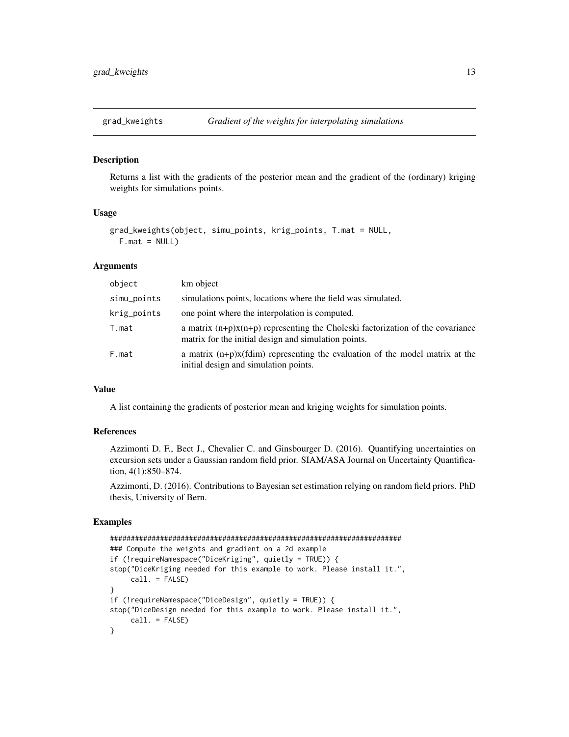## grad_kweights — *Gradient of the weights for interpolating simulations*

### Description

Returns a list with the gradients of the posterior mean and the gradient of the (ordinary) kriging weights for simulations points.

### Usage

```
grad_kweights(object, simu_points, krig_points, T.mat = NULL,
  F.mat = NULL)
```

### Arguments

| | |
|---|---|
| object | km object |
| simu_points | simulations points, locations where the field was simulated. |
| krig_points | one point where the interpolation is computed. |
| T.mat | a matrix (n+p)x(n+p) representing the Choleski factorization of the covariance matrix for the initial design and simulation points. |
| F.mat | a matrix (n+p)x(fdim) representing the evaluation of the model matrix at the initial design and simulation points. |

### Value

A list containing the gradients of posterior mean and kriging weights for simulation points.

### References

Azzimonti D. F., Bect J., Chevalier C. and Ginsbourger D. (2016). Quantifying uncertainties on excursion sets under a Gaussian random field prior. SIAM/ASA Journal on Uncertainty Quantification, 4(1):850–874.

Azzimonti, D. (2016). Contributions to Bayesian set estimation relying on random field priors. PhD thesis, University of Bern.

### Examples

```
########################################################################
### Compute the weights and gradient on a 2d example
if (!requireNamespace("DiceKriging", quietly = TRUE)) {
stop("DiceKriging needed for this example to work. Please install it.",
     call. = FALSE)
}
if (!requireNamespace("DiceDesign", quietly = TRUE)) {
stop("DiceDesign needed for this example to work. Please install it.",
     call. = FALSE)
}
```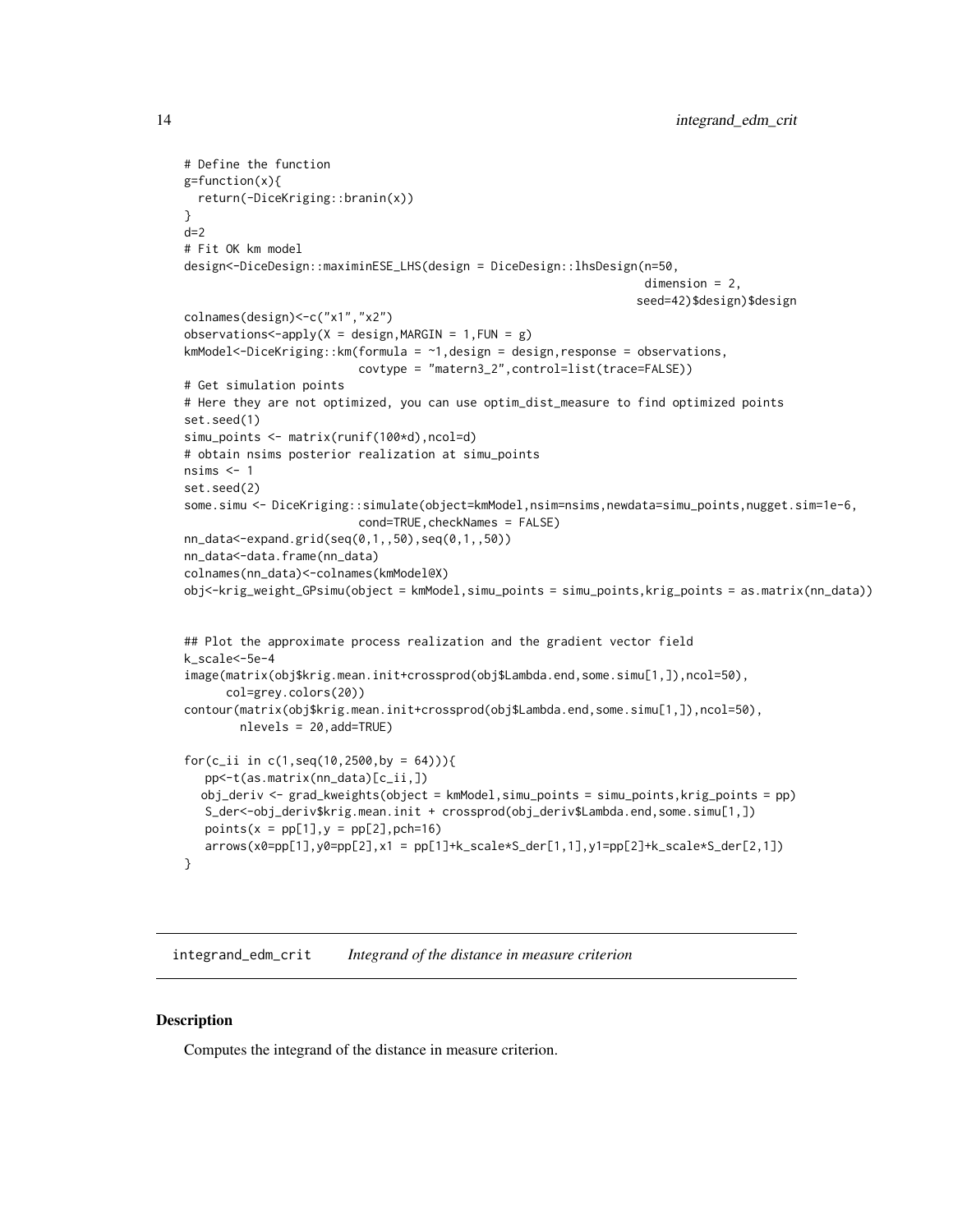```
# Define the function
g=function(x){
  return(-DiceKriging::branin(x))
}
d=2
# Fit OK km model
design<-DiceDesign::maximinESE_LHS(design = DiceDesign::lhsDesign(n=50,
                                                                   dimension = 2,
                                                                  seed=42)$design)$design
colnames(design)<-c("x1","x2")
observations<-apply(X = design,MARGIN = 1,FUN = g)
kmModel<-DiceKriging::km(formula = ~1,design = design,response = observations,
                         covtype = "matern3_2",control=list(trace=FALSE))
# Get simulation points
# Here they are not optimized, you can use optim_dist_measure to find optimized points
set.seed(1)
simu_points <- matrix(runif(100*d),ncol=d)
# obtain nsims posterior realization at simu_points
nsims <- 1
set.seed(2)
some.simu <- DiceKriging::simulate(object=kmModel,nsim=nsims,newdata=simu_points,nugget.sim=1e-6,
                         cond=TRUE,checkNames = FALSE)
nn_data<-expand.grid(seq(0,1,,50),seq(0,1,,50))
nn_data<-data.frame(nn_data)
colnames(nn_data)<-colnames(kmModel@X)
obj<-krig_weight_GPsimu(object = kmModel,simu_points = simu_points,krig_points = as.matrix(nn_data))


## Plot the approximate process realization and the gradient vector field
k_scale<-5e-4
image(matrix(obj$krig.mean.init+crossprod(obj$Lambda.end,some.simu[1,]),ncol=50),
      col=grey.colors(20))
contour(matrix(obj$krig.mean.init+crossprod(obj$Lambda.end,some.simu[1,]),ncol=50),
        nlevels = 20,add=TRUE)

for(c_ii in c(1,seq(10,2500,by = 64))){
   pp<-t(as.matrix(nn_data)[c_ii,])
   obj_deriv <- grad_kweights(object = kmModel,simu_points = simu_points,krig_points = pp)
   S_der<-obj_deriv$krig.mean.init + crossprod(obj_deriv$Lambda.end,some.simu[1,])
   points(x = pp[1],y = pp[2],pch=16)
   arrows(x0=pp[1],y0=pp[2],x1 = pp[1]+k_scale*S_der[1,1],y1=pp[2]+k_scale*S_der[2,1])
}
```

---

## integrand_edm_crit    *Integrand of the distance in measure criterion*

---

### Description

Computes the integrand of the distance in measure criterion.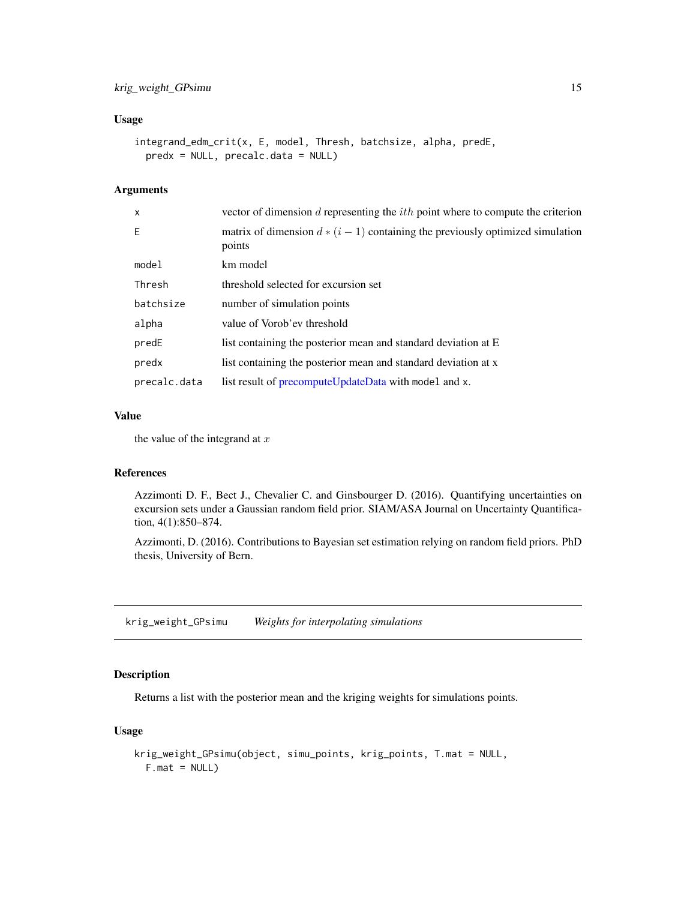### Usage

```
integrand_edm_crit(x, E, model, Thresh, batchsize, alpha, predE,
  predx = NULL, precalc.data = NULL)
```

### Arguments

| | |
|---|---|
| x | vector of dimension $d$ representing the $ith$ point where to compute the criterion |
| E | matrix of dimension $d * (i - 1)$ containing the previously optimized simulation points |
| model | km model |
| Thresh | threshold selected for excursion set |
| batchsize | number of simulation points |
| alpha | value of Vorob'ev threshold |
| predE | list containing the posterior mean and standard deviation at E |
| predx | list containing the posterior mean and standard deviation at x |
| precalc.data | list result of precomputeUpdateData with `model` and `x`. |

### Value

the value of the integrand at $x$

### References

Azzimonti D. F., Bect J., Chevalier C. and Ginsbourger D. (2016). Quantifying uncertainties on excursion sets under a Gaussian random field prior. SIAM/ASA Journal on Uncertainty Quantification, 4(1):850–874.

Azzimonti, D. (2016). Contributions to Bayesian set estimation relying on random field priors. PhD thesis, University of Bern.

---

## krig_weight_GPsimu    *Weights for interpolating simulations*

### Description

Returns a list with the posterior mean and the kriging weights for simulations points.

### Usage

```
krig_weight_GPsimu(object, simu_points, krig_points, T.mat = NULL,
  F.mat = NULL)
```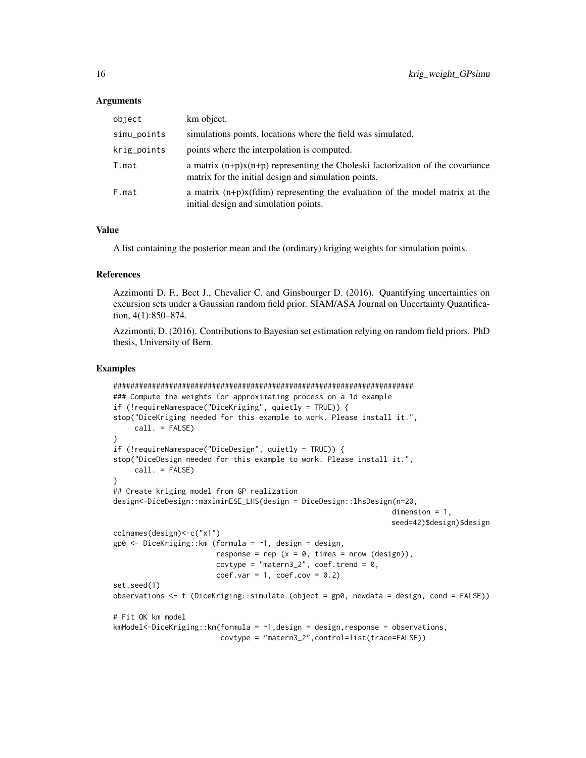### Arguments

| | |
|---|---|
| `object` | km object. |
| `simu_points` | simulations points, locations where the field was simulated. |
| `krig_points` | points where the interpolation is computed. |
| `T.mat` | a matrix (n+p)x(n+p) representing the Choleski factorization of the covariance matrix for the initial design and simulation points. |
| `F.mat` | a matrix (n+p)x(fdim) representing the evaluation of the model matrix at the initial design and simulation points. |

### Value

A list containing the posterior mean and the (ordinary) kriging weights for simulation points.

### References

Azzimonti D. F., Bect J., Chevalier C. and Ginsbourger D. (2016). Quantifying uncertainties on excursion sets under a Gaussian random field prior. SIAM/ASA Journal on Uncertainty Quantification, 4(1):850–874.

Azzimonti, D. (2016). Contributions to Bayesian set estimation relying on random field priors. PhD thesis, University of Bern.

### Examples

```
######################################################################
### Compute the weights for approximating process on a 1d example
if (!requireNamespace("DiceKriging", quietly = TRUE)) {
stop("DiceKriging needed for this example to work. Please install it.",
     call. = FALSE)
}
if (!requireNamespace("DiceDesign", quietly = TRUE)) {
stop("DiceDesign needed for this example to work. Please install it.",
     call. = FALSE)
}
## Create kriging model from GP realization
design<-DiceDesign::maximinESE_LHS(design = DiceDesign::lhsDesign(n=20,
                                                                  dimension = 1,
                                                                  seed=42)$design)$design
colnames(design)<-c("x1")
gp0 <- DiceKriging::km (formula = ~1, design = design,
                        response = rep (x = 0, times = nrow (design)),
                        covtype = "matern3_2", coef.trend = 0,
                        coef.var = 1, coef.cov = 0.2)
set.seed(1)
observations <- t (DiceKriging::simulate (object = gp0, newdata = design, cond = FALSE))

# Fit OK km model
kmModel<-DiceKriging::km(formula = ~1,design = design,response = observations,
                         covtype = "matern3_2",control=list(trace=FALSE))
```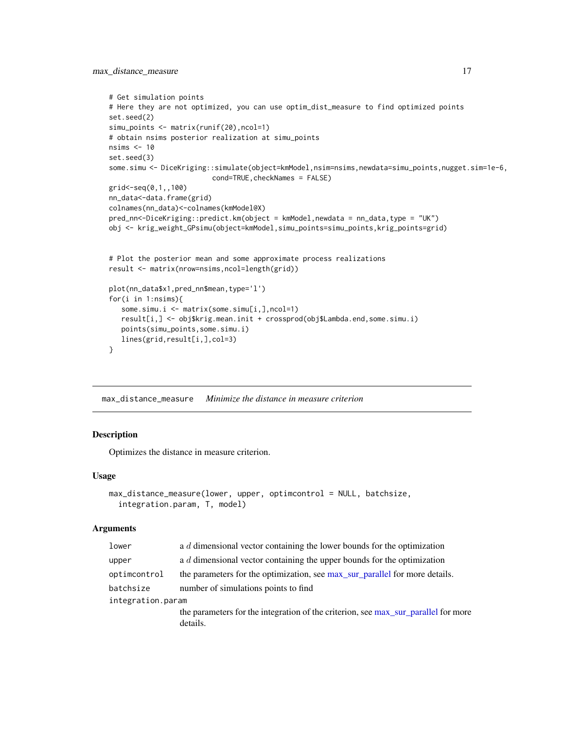```r
# Get simulation points
# Here they are not optimized, you can use optim_dist_measure to find optimized points
set.seed(2)
simu_points <- matrix(runif(20),ncol=1)
# obtain nsims posterior realization at simu_points
nsims <- 10
set.seed(3)
some.simu <- DiceKriging::simulate(object=kmModel,nsim=nsims,newdata=simu_points,nugget.sim=1e-6,
                        cond=TRUE,checkNames = FALSE)
grid<-seq(0,1,,100)
nn_data<-data.frame(grid)
colnames(nn_data)<-colnames(kmModel@X)
pred_nn<-DiceKriging::predict.km(object = kmModel,newdata = nn_data,type = "UK")
obj <- krig_weight_GPsimu(object=kmModel,simu_points=simu_points,krig_points=grid)


# Plot the posterior mean and some approximate process realizations
result <- matrix(nrow=nsims,ncol=length(grid))

plot(nn_data$x1,pred_nn$mean,type='l')
for(i in 1:nsims){
   some.simu.i <- matrix(some.simu[i,],ncol=1)
   result[i,] <- obj$krig.mean.init + crossprod(obj$Lambda.end,some.simu.i)
   points(simu_points,some.simu.i)
   lines(grid,result[i,],col=3)
}
```

## max_distance_measure    *Minimize the distance in measure criterion*

### Description

Optimizes the distance in measure criterion.

### Usage

```r
max_distance_measure(lower, upper, optimcontrol = NULL, batchsize,
  integration.param, T, model)
```

### Arguments

| | |
|---|---|
| lower | a $d$ dimensional vector containing the lower bounds for the optimization |
| upper | a $d$ dimensional vector containing the upper bounds for the optimization |
| optimcontrol | the parameters for the optimization, see max_sur_parallel for more details. |
| batchsize | number of simulations points to find |
| integration.param | the parameters for the integration of the criterion, see max_sur_parallel for more details. |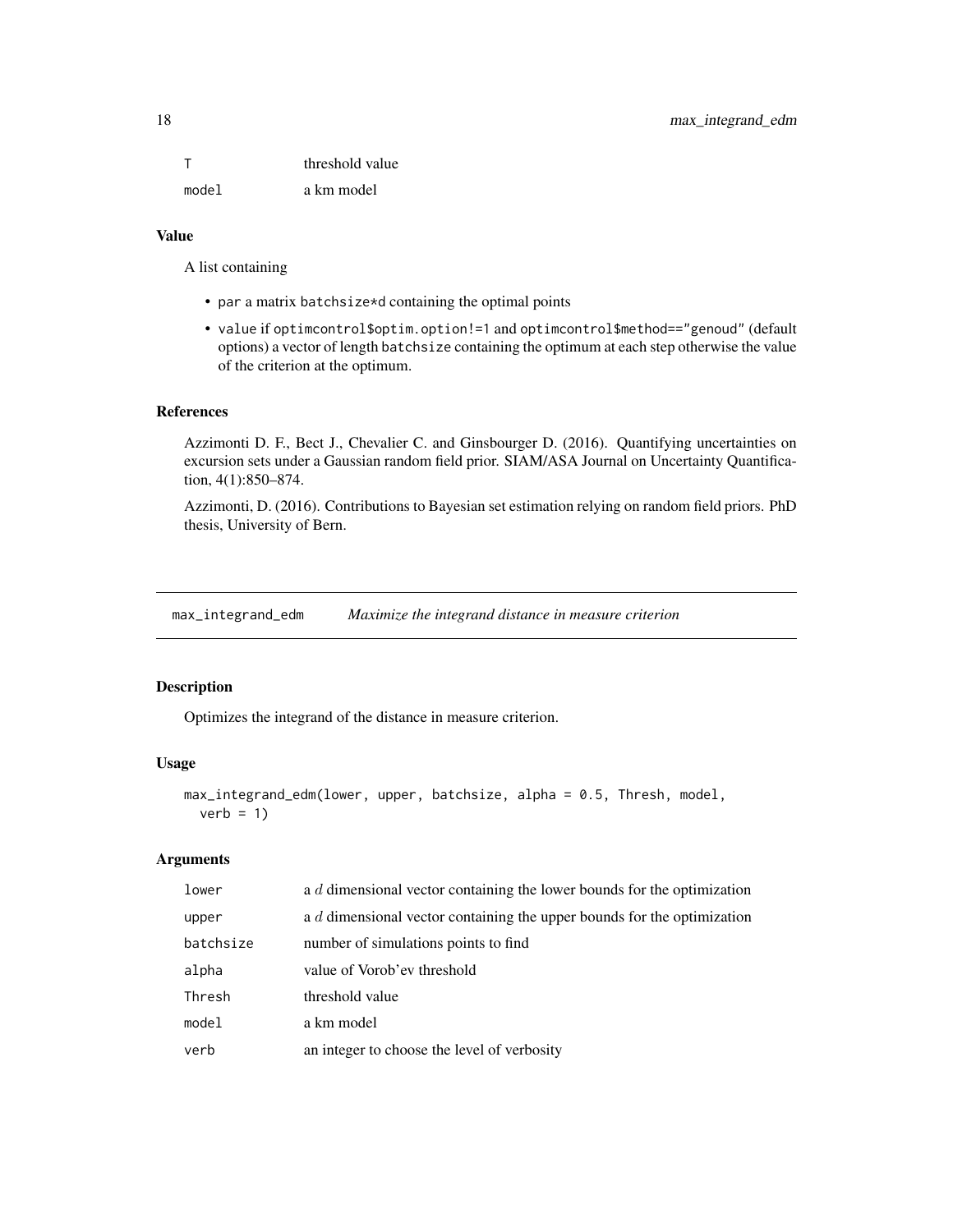| | |
|---|---|
| T | threshold value |
| model | a km model |

### Value

A list containing

- par a matrix batchsize*d containing the optimal points
- value if optimcontrol$optim.option!=1 and optimcontrol$method=="genoud" (default options) a vector of length batchsize containing the optimum at each step otherwise the value of the criterion at the optimum.

### References

Azzimonti D. F., Bect J., Chevalier C. and Ginsbourger D. (2016). Quantifying uncertainties on excursion sets under a Gaussian random field prior. SIAM/ASA Journal on Uncertainty Quantification, 4(1):850–874.

Azzimonti, D. (2016). Contributions to Bayesian set estimation relying on random field priors. PhD thesis, University of Bern.

---

## max_integrand_edm — *Maximize the integrand distance in measure criterion*

### Description

Optimizes the integrand of the distance in measure criterion.

### Usage

```
max_integrand_edm(lower, upper, batchsize, alpha = 0.5, Thresh, model,
  verb = 1)
```

### Arguments

| | |
|---|---|
| lower | a $d$ dimensional vector containing the lower bounds for the optimization |
| upper | a $d$ dimensional vector containing the upper bounds for the optimization |
| batchsize | number of simulations points to find |
| alpha | value of Vorob'ev threshold |
| Thresh | threshold value |
| model | a km model |
| verb | an integer to choose the level of verbosity |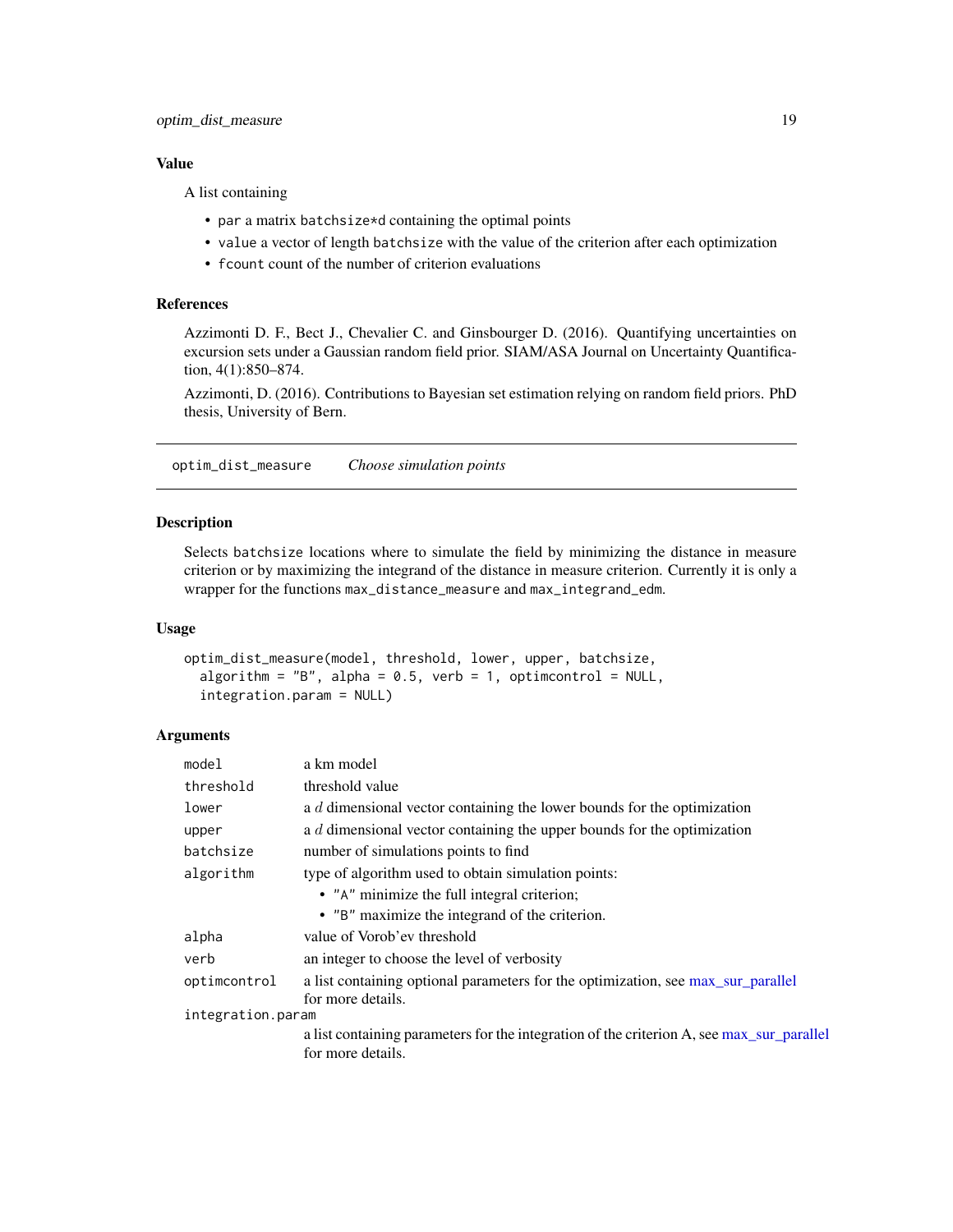## Value

A list containing

- `par` a matrix `batchsize*d` containing the optimal points
- `value` a vector of length `batchsize` with the value of the criterion after each optimization
- `fcount` count of the number of criterion evaluations

## References

Azzimonti D. F., Bect J., Chevalier C. and Ginsbourger D. (2016). Quantifying uncertainties on excursion sets under a Gaussian random field prior. SIAM/ASA Journal on Uncertainty Quantification, 4(1):850–874.

Azzimonti, D. (2016). Contributions to Bayesian set estimation relying on random field priors. PhD thesis, University of Bern.

---

# optim_dist_measure    *Choose simulation points*

---

## Description

Selects `batchsize` locations where to simulate the field by minimizing the distance in measure criterion or by maximizing the integrand of the distance in measure criterion. Currently it is only a wrapper for the functions `max_distance_measure` and `max_integrand_edm`.

## Usage

```
optim_dist_measure(model, threshold, lower, upper, batchsize,
  algorithm = "B", alpha = 0.5, verb = 1, optimcontrol = NULL,
  integration.param = NULL)
```

## Arguments

| | |
|---|---|
| `model` | a km model |
| `threshold` | threshold value |
| `lower` | a $d$ dimensional vector containing the lower bounds for the optimization |
| `upper` | a $d$ dimensional vector containing the upper bounds for the optimization |
| `batchsize` | number of simulations points to find |
| `algorithm` | type of algorithm used to obtain simulation points: <br>• `"A"` minimize the full integral criterion; <br>• `"B"` maximize the integrand of the criterion. |
| `alpha` | value of Vorob'ev threshold |
| `verb` | an integer to choose the level of verbosity |
| `optimcontrol` | a list containing optional parameters for the optimization, see max_sur_parallel for more details. |
| `integration.param` | a list containing parameters for the integration of the criterion A, see max_sur_parallel for more details. |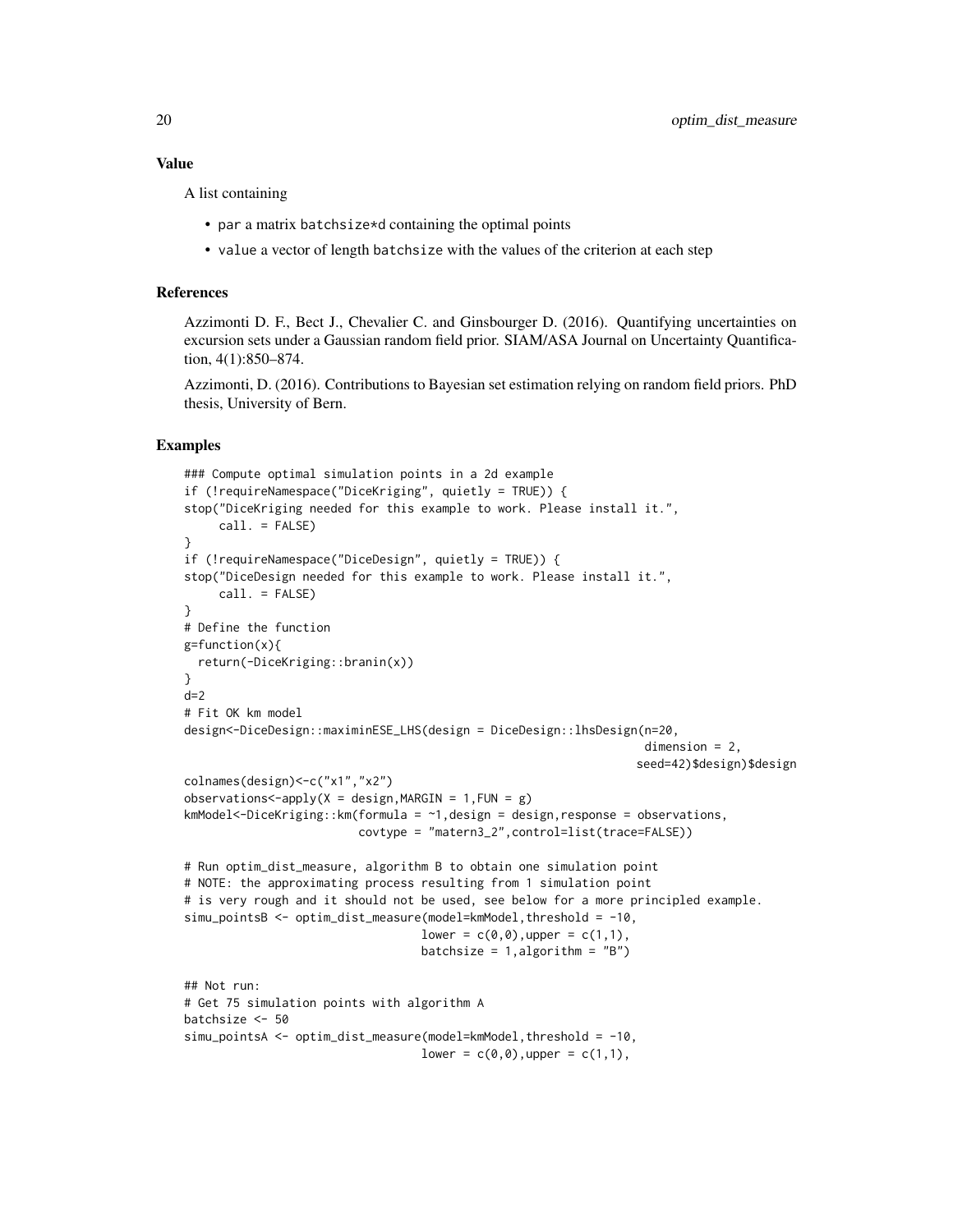### Value

A list containing

- par a matrix batchsize*d containing the optimal points
- value a vector of length batchsize with the values of the criterion at each step

### References

Azzimonti D. F., Bect J., Chevalier C. and Ginsbourger D. (2016). Quantifying uncertainties on excursion sets under a Gaussian random field prior. SIAM/ASA Journal on Uncertainty Quantification, 4(1):850–874.

Azzimonti, D. (2016). Contributions to Bayesian set estimation relying on random field priors. PhD thesis, University of Bern.

### Examples

```
### Compute optimal simulation points in a 2d example
if (!requireNamespace("DiceKriging", quietly = TRUE)) {
stop("DiceKriging needed for this example to work. Please install it.",
     call. = FALSE)
}
if (!requireNamespace("DiceDesign", quietly = TRUE)) {
stop("DiceDesign needed for this example to work. Please install it.",
     call. = FALSE)
}
# Define the function
g=function(x){
  return(-DiceKriging::branin(x))
}
d=2
# Fit OK km model
design<-DiceDesign::maximinESE_LHS(design = DiceDesign::lhsDesign(n=20,
                                                                   dimension = 2,
                                                                  seed=42)$design)$design
colnames(design)<-c("x1","x2")
observations<-apply(X = design,MARGIN = 1,FUN = g)
kmModel<-DiceKriging::km(formula = ~1,design = design,response = observations,
                         covtype = "matern3_2",control=list(trace=FALSE))

# Run optim_dist_measure, algorithm B to obtain one simulation point
# NOTE: the approximating process resulting from 1 simulation point
# is very rough and it should not be used, see below for a more principled example.
simu_pointsB <- optim_dist_measure(model=kmModel,threshold = -10,
                                   lower = c(0,0),upper = c(1,1),
                                   batchsize = 1,algorithm = "B")

## Not run:
# Get 75 simulation points with algorithm A
batchsize <- 50
simu_pointsA <- optim_dist_measure(model=kmModel,threshold = -10,
                                   lower = c(0,0),upper = c(1,1),
```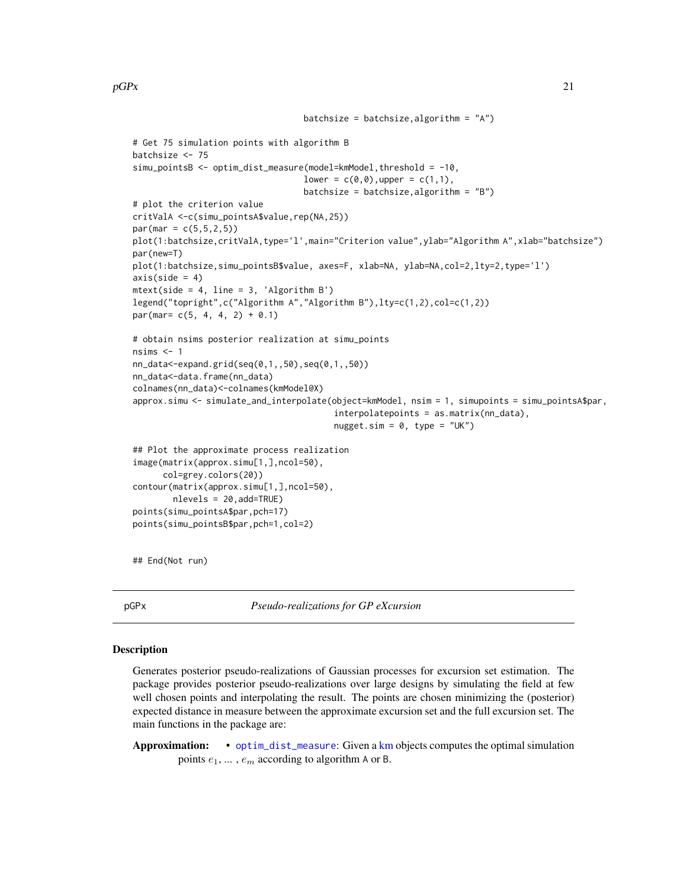```
                                    batchsize = batchsize,algorithm = "A")

# Get 75 simulation points with algorithm B
batchsize <- 75
simu_pointsB <- optim_dist_measure(model=kmModel,threshold = -10,
                                    lower = c(0,0),upper = c(1,1),
                                    batchsize = batchsize,algorithm = "B")
# plot the criterion value
critValA <-c(simu_pointsA$value,rep(NA,25))
par(mar = c(5,5,2,5))
plot(1:batchsize,critValA,type='l',main="Criterion value",ylab="Algorithm A",xlab="batchsize")
par(new=T)
plot(1:batchsize,simu_pointsB$value, axes=F, xlab=NA, ylab=NA,col=2,lty=2,type='l')
axis(side = 4)
mtext(side = 4, line = 3, 'Algorithm B')
legend("topright",c("Algorithm A","Algorithm B"),lty=c(1,2),col=c(1,2))
par(mar= c(5, 4, 4, 2) + 0.1)

# obtain nsims posterior realization at simu_points
nsims <- 1
nn_data<-expand.grid(seq(0,1,,50),seq(0,1,,50))
nn_data<-data.frame(nn_data)
colnames(nn_data)<-colnames(kmModel@X)
approx.simu <- simulate_and_interpolate(object=kmModel, nsim = 1, simupoints = simu_pointsA$par,
                                        interpolatepoints = as.matrix(nn_data),
                                        nugget.sim = 0, type = "UK")

## Plot the approximate process realization
image(matrix(approx.simu[1,],ncol=50),
      col=grey.colors(20))
contour(matrix(approx.simu[1,],ncol=50),
        nlevels = 20,add=TRUE)
points(simu_pointsA$par,pch=17)
points(simu_pointsB$par,pch=1,col=2)


## End(Not run)
```

---

pGPx *Pseudo-realizations for GP eXcursion*

---

## Description

Generates posterior pseudo-realizations of Gaussian processes for excursion set estimation. The package provides posterior pseudo-realizations over large designs by simulating the field at few well chosen points and interpolating the result. The points are chosen minimizing the (posterior) expected distance in measure between the approximate excursion set and the full excursion set. The main functions in the package are:

**Approximation:**
- optim_dist_measure: Given a km objects computes the optimal simulation points $e_1, \ldots, e_m$ according to algorithm A or B.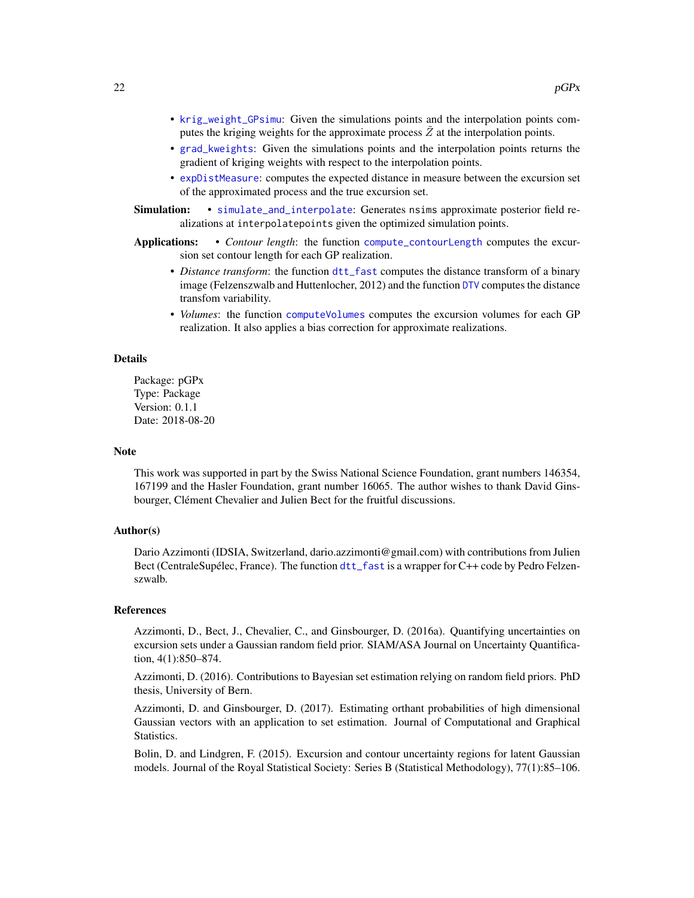- `krig_weight_GPsimu`: Given the simulations points and the interpolation points computes the kriging weights for the approximate process $\tilde{Z}$ at the interpolation points.
- `grad_kweights`: Given the simulations points and the interpolation points returns the gradient of kriging weights with respect to the interpolation points.
- `expDistMeasure`: computes the expected distance in measure between the excursion set of the approximated process and the true excursion set.

**Simulation:**

- `simulate_and_interpolate`: Generates `nsims` approximate posterior field realizations at `interpolatepoints` given the optimized simulation points.

**Applications:**

- *Contour length*: the function `compute_contourLength` computes the excursion set contour length for each GP realization.
- *Distance transform*: the function `dtt_fast` computes the distance transform of a binary image (Felzenszwalb and Huttenlocher, 2012) and the function `DTV` computes the distance transfom variability.
- *Volumes*: the function `computeVolumes` computes the excursion volumes for each GP realization. It also applies a bias correction for approximate realizations.

## Details

Package: pGPx
Type: Package
Version: 0.1.1
Date: 2018-08-20

## Note

This work was supported in part by the Swiss National Science Foundation, grant numbers 146354, 167199 and the Hasler Foundation, grant number 16065. The author wishes to thank David Ginsbourger, Clément Chevalier and Julien Bect for the fruitful discussions.

## Author(s)

Dario Azzimonti (IDSIA, Switzerland, dario.azzimonti@gmail.com) with contributions from Julien Bect (CentraleSupélec, France). The function `dtt_fast` is a wrapper for C++ code by Pedro Felzenszwalb.

## References

Azzimonti, D., Bect, J., Chevalier, C., and Ginsbourger, D. (2016a). Quantifying uncertainties on excursion sets under a Gaussian random field prior. SIAM/ASA Journal on Uncertainty Quantification, 4(1):850–874.

Azzimonti, D. (2016). Contributions to Bayesian set estimation relying on random field priors. PhD thesis, University of Bern.

Azzimonti, D. and Ginsbourger, D. (2017). Estimating orthant probabilities of high dimensional Gaussian vectors with an application to set estimation. Journal of Computational and Graphical Statistics.

Bolin, D. and Lindgren, F. (2015). Excursion and contour uncertainty regions for latent Gaussian models. Journal of the Royal Statistical Society: Series B (Statistical Methodology), 77(1):85–106.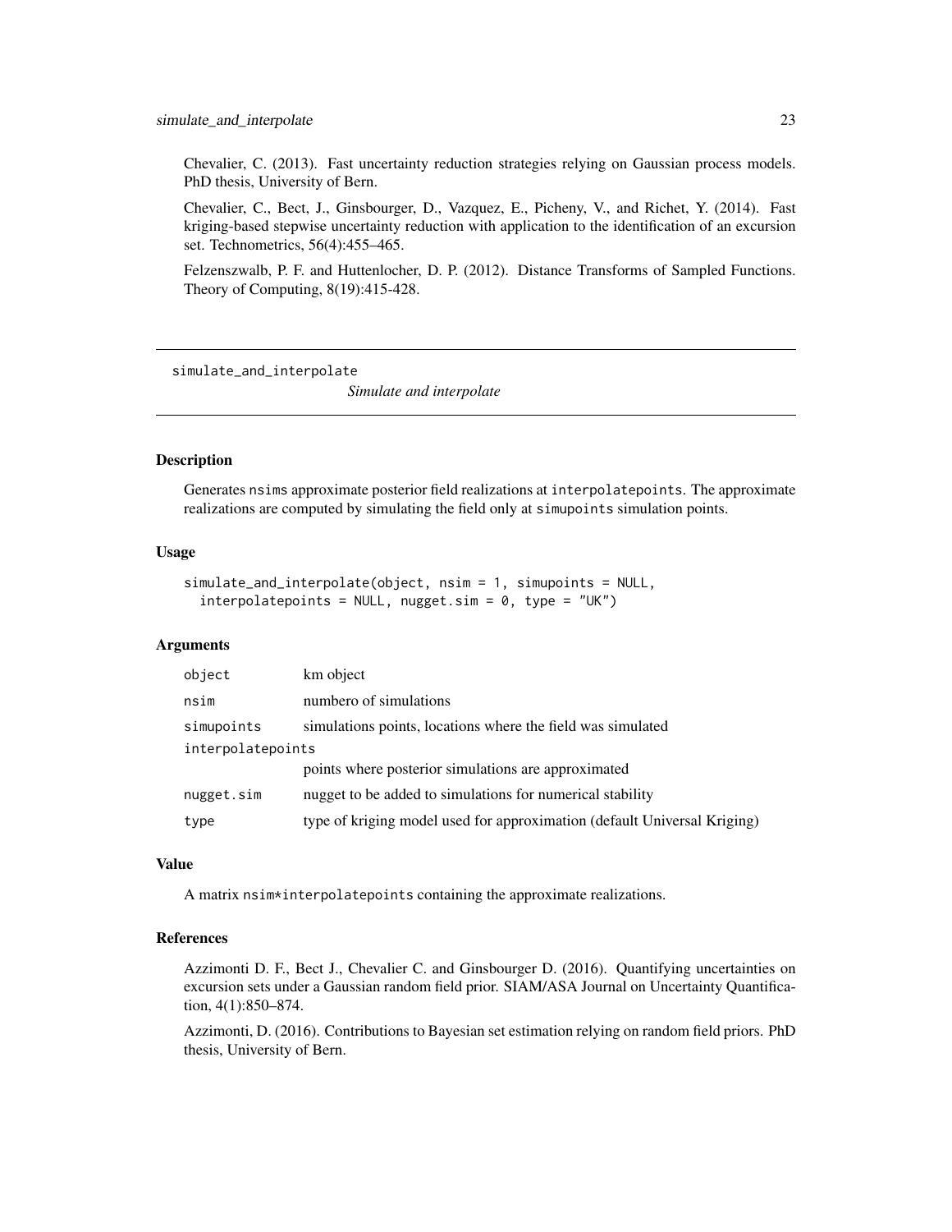Chevalier, C. (2013). Fast uncertainty reduction strategies relying on Gaussian process models. PhD thesis, University of Bern.

Chevalier, C., Bect, J., Ginsbourger, D., Vazquez, E., Picheny, V., and Richet, Y. (2014). Fast kriging-based stepwise uncertainty reduction with application to the identification of an excursion set. Technometrics, 56(4):455–465.

Felzenszwalb, P. F. and Huttenlocher, D. P. (2012). Distance Transforms of Sampled Functions. Theory of Computing, 8(19):415-428.

---

## simulate_and_interpolate    *Simulate and interpolate*

---

### Description

Generates nsims approximate posterior field realizations at interpolatepoints. The approximate realizations are computed by simulating the field only at simupoints simulation points.

### Usage

```
simulate_and_interpolate(object, nsim = 1, simupoints = NULL,
  interpolatepoints = NULL, nugget.sim = 0, type = "UK")
```

### Arguments

| | |
|---|---|
| object | km object |
| nsim | numbero of simulations |
| simupoints | simulations points, locations where the field was simulated |
| interpolatepoints | points where posterior simulations are approximated |
| nugget.sim | nugget to be added to simulations for numerical stability |
| type | type of kriging model used for approximation (default Universal Kriging) |

### Value

A matrix nsim*interpolatepoints containing the approximate realizations.

### References

Azzimonti D. F., Bect J., Chevalier C. and Ginsbourger D. (2016). Quantifying uncertainties on excursion sets under a Gaussian random field prior. SIAM/ASA Journal on Uncertainty Quantification, 4(1):850–874.

Azzimonti, D. (2016). Contributions to Bayesian set estimation relying on random field priors. PhD thesis, University of Bern.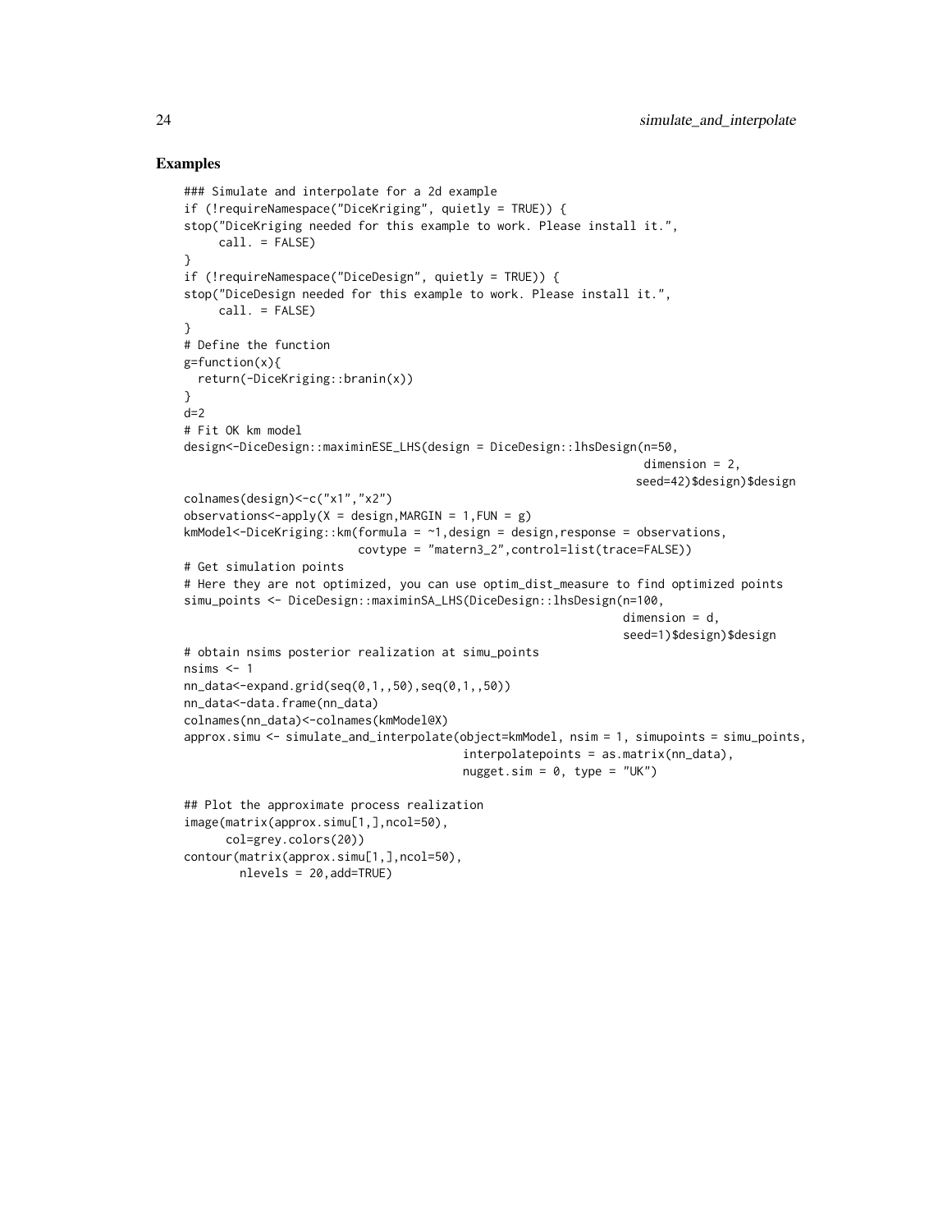## Examples

```
### Simulate and interpolate for a 2d example
if (!requireNamespace("DiceKriging", quietly = TRUE)) {
stop("DiceKriging needed for this example to work. Please install it.",
     call. = FALSE)
}
if (!requireNamespace("DiceDesign", quietly = TRUE)) {
stop("DiceDesign needed for this example to work. Please install it.",
     call. = FALSE)
}
# Define the function
g=function(x){
  return(-DiceKriging::branin(x))
}
d=2
# Fit OK km model
design<-DiceDesign::maximinESE_LHS(design = DiceDesign::lhsDesign(n=50,
                                                                  dimension = 2,
                                                                 seed=42)$design)$design
colnames(design)<-c("x1","x2")
observations<-apply(X = design,MARGIN = 1,FUN = g)
kmModel<-DiceKriging::km(formula = ~1,design = design,response = observations,
                         covtype = "matern3_2",control=list(trace=FALSE))
# Get simulation points
# Here they are not optimized, you can use optim_dist_measure to find optimized points
simu_points <- DiceDesign::maximinSA_LHS(DiceDesign::lhsDesign(n=100,
                                                               dimension = d,
                                                               seed=1)$design)$design
# obtain nsims posterior realization at simu_points
nsims <- 1
nn_data<-expand.grid(seq(0,1,,50),seq(0,1,,50))
nn_data<-data.frame(nn_data)
colnames(nn_data)<-colnames(kmModel@X)
approx.simu <- simulate_and_interpolate(object=kmModel, nsim = 1, simupoints = simu_points,
                                        interpolatepoints = as.matrix(nn_data),
                                        nugget.sim = 0, type = "UK")

## Plot the approximate process realization
image(matrix(approx.simu[1,],ncol=50),
      col=grey.colors(20))
contour(matrix(approx.simu[1,],ncol=50),
        nlevels = 20,add=TRUE)
```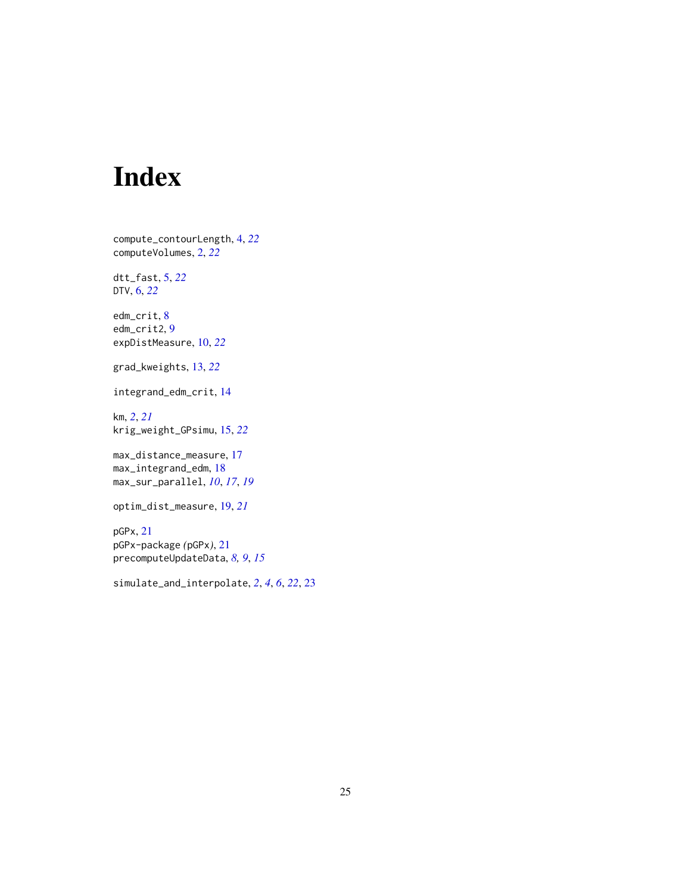# Index

compute_contourLength, 4, *22*
computeVolumes, 2, *22*

dtt_fast, 5, *22*
DTV, 6, *22*

edm_crit, 8
edm_crit2, 9
expDistMeasure, 10, *22*

grad_kweights, 13, *22*

integrand_edm_crit, 14

km, *2*, *21*
krig_weight_GPsimu, 15, *22*

max_distance_measure, 17
max_integrand_edm, 18
max_sur_parallel, *10*, *17*, *19*

optim_dist_measure, 19, *21*

pGPx, 21
pGPx-package (pGPx), 21
precomputeUpdateData, *8*, *9*, *15*

simulate_and_interpolate, *2*, *4*, *6*, *22*, 23